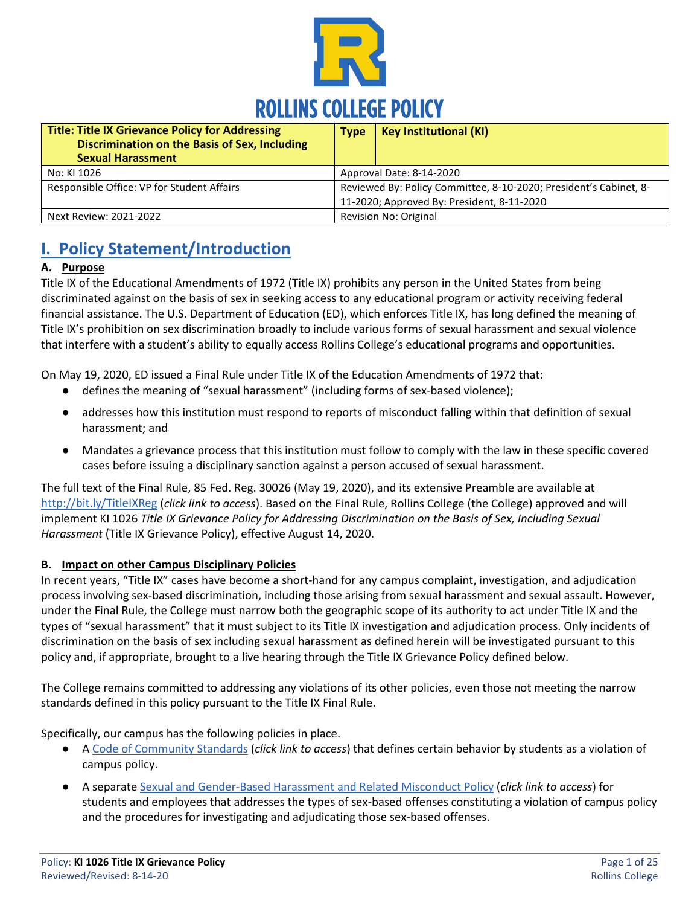# ROLLINS COLLEGE POLICY

| **Title: Title IX Grievance Policy for Addressing Discrimination on the Basis of Sex, Including Sexual Harassment** | **Type** | **Key Institutional (KI)** |
|---|---|---|
| No: KI 1026 | Approval Date: 8-14-2020 | |
| Responsible Office: VP for Student Affairs | Reviewed By: Policy Committee, 8-10-2020; President's Cabinet, 8-11-2020; Approved By: President, 8-11-2020 | |
| Next Review: 2021-2022 | Revision No: Original | |

## I. Policy Statement/Introduction

### A. Purpose

Title IX of the Educational Amendments of 1972 (Title IX) prohibits any person in the United States from being discriminated against on the basis of sex in seeking access to any educational program or activity receiving federal financial assistance. The U.S. Department of Education (ED), which enforces Title IX, has long defined the meaning of Title IX's prohibition on sex discrimination broadly to include various forms of sexual harassment and sexual violence that interfere with a student's ability to equally access Rollins College's educational programs and opportunities.

On May 19, 2020, ED issued a Final Rule under Title IX of the Education Amendments of 1972 that:

- defines the meaning of "sexual harassment" (including forms of sex-based violence);
- addresses how this institution must respond to reports of misconduct falling within that definition of sexual harassment; and
- Mandates a grievance process that this institution must follow to comply with the law in these specific covered cases before issuing a disciplinary sanction against a person accused of sexual harassment.

The full text of the Final Rule, 85 Fed. Reg. 30026 (May 19, 2020), and its extensive Preamble are available at http://bit.ly/TitleIXReg (*click link to access*). Based on the Final Rule, Rollins College (the College) approved and will implement KI 1026 *Title IX Grievance Policy for Addressing Discrimination on the Basis of Sex, Including Sexual Harassment* (Title IX Grievance Policy), effective August 14, 2020.

### B. Impact on other Campus Disciplinary Policies

In recent years, "Title IX" cases have become a short-hand for any campus complaint, investigation, and adjudication process involving sex-based discrimination, including those arising from sexual harassment and sexual assault. However, under the Final Rule, the College must narrow both the geographic scope of its authority to act under Title IX and the types of "sexual harassment" that it must subject to its Title IX investigation and adjudication process. Only incidents of discrimination on the basis of sex including sexual harassment as defined herein will be investigated pursuant to this policy and, if appropriate, brought to a live hearing through the Title IX Grievance Policy defined below.

The College remains committed to addressing any violations of its other policies, even those not meeting the narrow standards defined in this policy pursuant to the Title IX Final Rule.

Specifically, our campus has the following policies in place.

- A Code of Community Standards (*click link to access*) that defines certain behavior by students as a violation of campus policy.
- A separate Sexual and Gender-Based Harassment and Related Misconduct Policy (*click link to access*) for students and employees that addresses the types of sex-based offenses constituting a violation of campus policy and the procedures for investigating and adjudicating those sex-based offenses.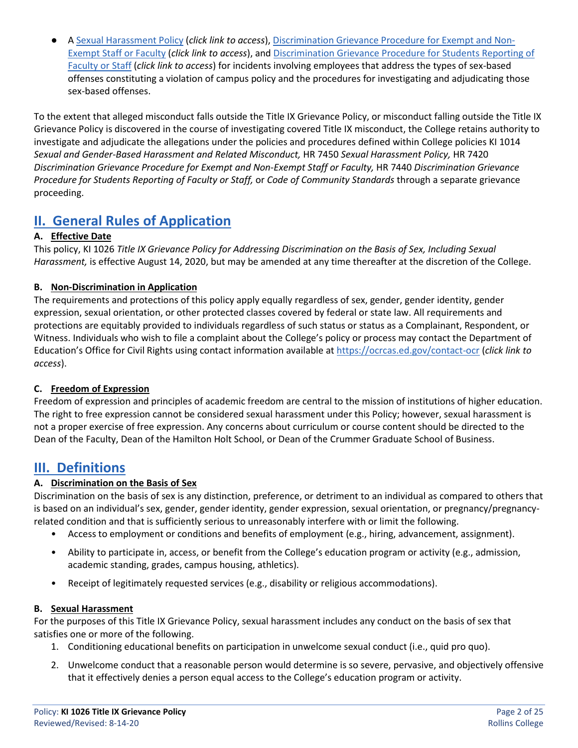- A [Sexual Harassment Policy](#) (*click link to access*), [Discrimination Grievance Procedure for Exempt and Non-Exempt Staff or Faculty](#) (*click link to access*), and [Discrimination Grievance Procedure for Students Reporting of Faculty or Staff](#) (*click link to access*) for incidents involving employees that address the types of sex-based offenses constituting a violation of campus policy and the procedures for investigating and adjudicating those sex-based offenses.

To the extent that alleged misconduct falls outside the Title IX Grievance Policy, or misconduct falling outside the Title IX Grievance Policy is discovered in the course of investigating covered Title IX misconduct, the College retains authority to investigate and adjudicate the allegations under the policies and procedures defined within College policies KI 1014 *Sexual and Gender-Based Harassment and Related Misconduct,* HR 7450 *Sexual Harassment Policy,* HR 7420 *Discrimination Grievance Procedure for Exempt and Non-Exempt Staff or Faculty,* HR 7440 *Discrimination Grievance Procedure for Students Reporting of Faculty or Staff,* or *Code of Community Standards* through a separate grievance proceeding.

## II. General Rules of Application

### A. Effective Date

This policy, KI 1026 *Title IX Grievance Policy for Addressing Discrimination on the Basis of Sex, Including Sexual Harassment,* is effective August 14, 2020, but may be amended at any time thereafter at the discretion of the College.

### B. Non-Discrimination in Application

The requirements and protections of this policy apply equally regardless of sex, gender, gender identity, gender expression, sexual orientation, or other protected classes covered by federal or state law. All requirements and protections are equitably provided to individuals regardless of such status or status as a Complainant, Respondent, or Witness. Individuals who wish to file a complaint about the College's policy or process may contact the Department of Education's Office for Civil Rights using contact information available at [https://ocrcas.ed.gov/contact-ocr](https://ocrcas.ed.gov/contact-ocr) (*click link to access*).

### C. Freedom of Expression

Freedom of expression and principles of academic freedom are central to the mission of institutions of higher education. The right to free expression cannot be considered sexual harassment under this Policy; however, sexual harassment is not a proper exercise of free expression. Any concerns about curriculum or course content should be directed to the Dean of the Faculty, Dean of the Hamilton Holt School, or Dean of the Crummer Graduate School of Business.

## III. Definitions

### A. Discrimination on the Basis of Sex

Discrimination on the basis of sex is any distinction, preference, or detriment to an individual as compared to others that is based on an individual's sex, gender, gender identity, gender expression, sexual orientation, or pregnancy/pregnancy-related condition and that is sufficiently serious to unreasonably interfere with or limit the following.

- Access to employment or conditions and benefits of employment (e.g., hiring, advancement, assignment).
- Ability to participate in, access, or benefit from the College's education program or activity (e.g., admission, academic standing, grades, campus housing, athletics).
- Receipt of legitimately requested services (e.g., disability or religious accommodations).

### B. Sexual Harassment

For the purposes of this Title IX Grievance Policy, sexual harassment includes any conduct on the basis of sex that satisfies one or more of the following.

1. Conditioning educational benefits on participation in unwelcome sexual conduct (i.e., quid pro quo).
2. Unwelcome conduct that a reasonable person would determine is so severe, pervasive, and objectively offensive that it effectively denies a person equal access to the College's education program or activity.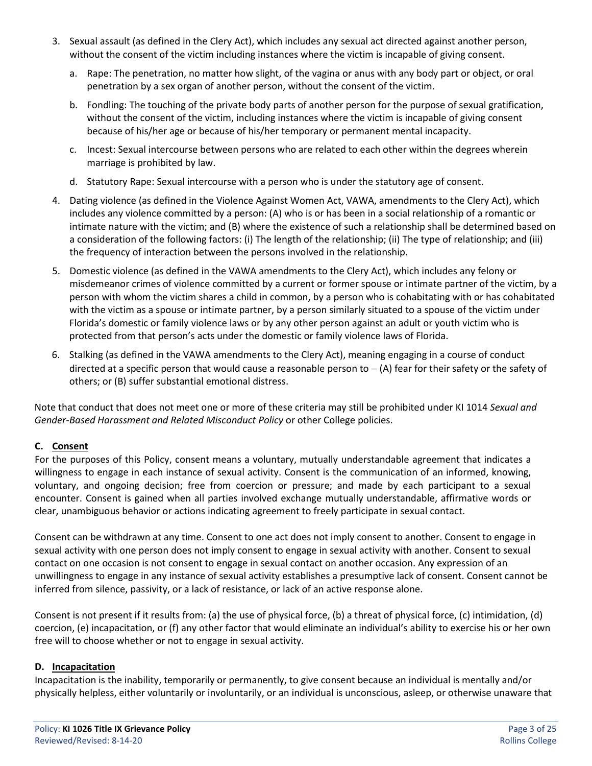3. Sexual assault (as defined in the Clery Act), which includes any sexual act directed against another person, without the consent of the victim including instances where the victim is incapable of giving consent.

   a. Rape: The penetration, no matter how slight, of the vagina or anus with any body part or object, or oral penetration by a sex organ of another person, without the consent of the victim.

   b. Fondling: The touching of the private body parts of another person for the purpose of sexual gratification, without the consent of the victim, including instances where the victim is incapable of giving consent because of his/her age or because of his/her temporary or permanent mental incapacity.

   c. Incest: Sexual intercourse between persons who are related to each other within the degrees wherein marriage is prohibited by law.

   d. Statutory Rape: Sexual intercourse with a person who is under the statutory age of consent.

4. Dating violence (as defined in the Violence Against Women Act, VAWA, amendments to the Clery Act), which includes any violence committed by a person: (A) who is or has been in a social relationship of a romantic or intimate nature with the victim; and (B) where the existence of such a relationship shall be determined based on a consideration of the following factors: (i) The length of the relationship; (ii) The type of relationship; and (iii) the frequency of interaction between the persons involved in the relationship.

5. Domestic violence (as defined in the VAWA amendments to the Clery Act), which includes any felony or misdemeanor crimes of violence committed by a current or former spouse or intimate partner of the victim, by a person with whom the victim shares a child in common, by a person who is cohabitating with or has cohabitated with the victim as a spouse or intimate partner, by a person similarly situated to a spouse of the victim under Florida's domestic or family violence laws or by any other person against an adult or youth victim who is protected from that person's acts under the domestic or family violence laws of Florida.

6. Stalking (as defined in the VAWA amendments to the Clery Act), meaning engaging in a course of conduct directed at a specific person that would cause a reasonable person to – (A) fear for their safety or the safety of others; or (B) suffer substantial emotional distress.

Note that conduct that does not meet one or more of these criteria may still be prohibited under KI 1014 *Sexual and Gender-Based Harassment and Related Misconduct Policy* or other College policies.

### C. Consent

For the purposes of this Policy, consent means a voluntary, mutually understandable agreement that indicates a willingness to engage in each instance of sexual activity. Consent is the communication of an informed, knowing, voluntary, and ongoing decision; free from coercion or pressure; and made by each participant to a sexual encounter. Consent is gained when all parties involved exchange mutually understandable, affirmative words or clear, unambiguous behavior or actions indicating agreement to freely participate in sexual contact.

Consent can be withdrawn at any time. Consent to one act does not imply consent to another. Consent to engage in sexual activity with one person does not imply consent to engage in sexual activity with another. Consent to sexual contact on one occasion is not consent to engage in sexual contact on another occasion. Any expression of an unwillingness to engage in any instance of sexual activity establishes a presumptive lack of consent. Consent cannot be inferred from silence, passivity, or a lack of resistance, or lack of an active response alone.

Consent is not present if it results from: (a) the use of physical force, (b) a threat of physical force, (c) intimidation, (d) coercion, (e) incapacitation, or (f) any other factor that would eliminate an individual's ability to exercise his or her own free will to choose whether or not to engage in sexual activity.

### D. Incapacitation

Incapacitation is the inability, temporarily or permanently, to give consent because an individual is mentally and/or physically helpless, either voluntarily or involuntarily, or an individual is unconscious, asleep, or otherwise unaware that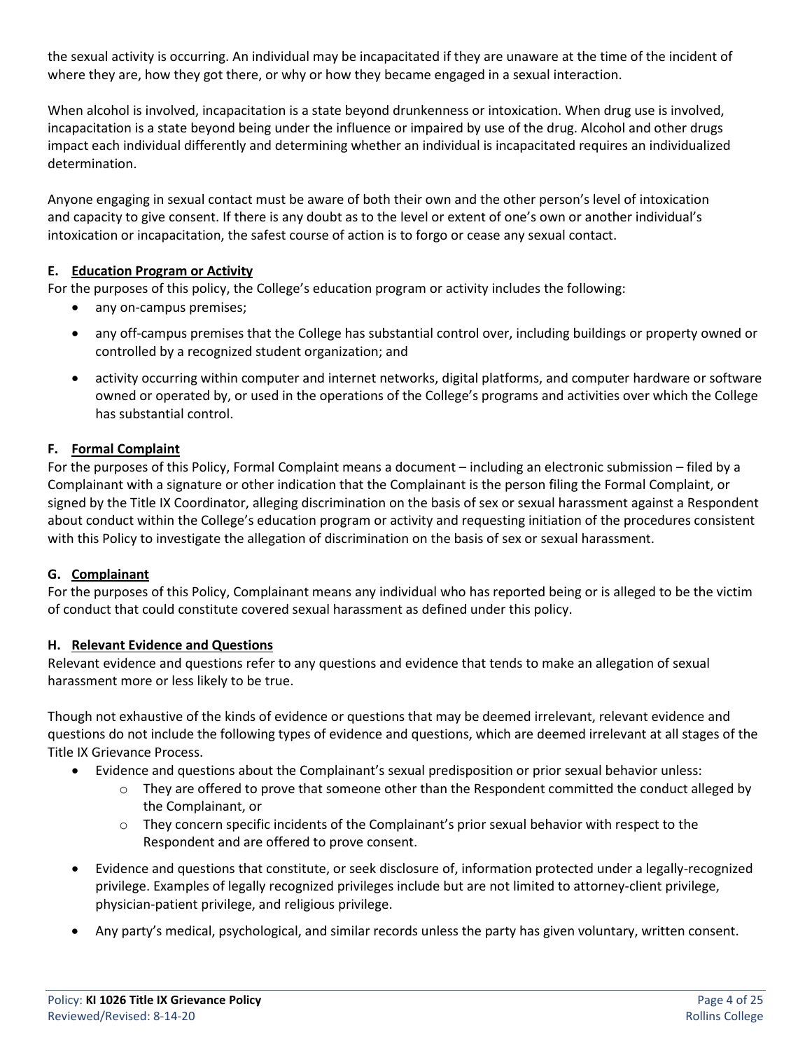the sexual activity is occurring. An individual may be incapacitated if they are unaware at the time of the incident of where they are, how they got there, or why or how they became engaged in a sexual interaction.

When alcohol is involved, incapacitation is a state beyond drunkenness or intoxication. When drug use is involved, incapacitation is a state beyond being under the influence or impaired by use of the drug. Alcohol and other drugs impact each individual differently and determining whether an individual is incapacitated requires an individualized determination.

Anyone engaging in sexual contact must be aware of both their own and the other person's level of intoxication and capacity to give consent. If there is any doubt as to the level or extent of one's own or another individual's intoxication or incapacitation, the safest course of action is to forgo or cease any sexual contact.

### E. Education Program or Activity

For the purposes of this policy, the College's education program or activity includes the following:

- any on-campus premises;
- any off-campus premises that the College has substantial control over, including buildings or property owned or controlled by a recognized student organization; and
- activity occurring within computer and internet networks, digital platforms, and computer hardware or software owned or operated by, or used in the operations of the College's programs and activities over which the College has substantial control.

### F. Formal Complaint

For the purposes of this Policy, Formal Complaint means a document – including an electronic submission – filed by a Complainant with a signature or other indication that the Complainant is the person filing the Formal Complaint, or signed by the Title IX Coordinator, alleging discrimination on the basis of sex or sexual harassment against a Respondent about conduct within the College's education program or activity and requesting initiation of the procedures consistent with this Policy to investigate the allegation of discrimination on the basis of sex or sexual harassment.

### G. Complainant

For the purposes of this Policy, Complainant means any individual who has reported being or is alleged to be the victim of conduct that could constitute covered sexual harassment as defined under this policy.

### H. Relevant Evidence and Questions

Relevant evidence and questions refer to any questions and evidence that tends to make an allegation of sexual harassment more or less likely to be true.

Though not exhaustive of the kinds of evidence or questions that may be deemed irrelevant, relevant evidence and questions do not include the following types of evidence and questions, which are deemed irrelevant at all stages of the Title IX Grievance Process.

- Evidence and questions about the Complainant's sexual predisposition or prior sexual behavior unless:
  - They are offered to prove that someone other than the Respondent committed the conduct alleged by the Complainant, or
  - They concern specific incidents of the Complainant's prior sexual behavior with respect to the Respondent and are offered to prove consent.
- Evidence and questions that constitute, or seek disclosure of, information protected under a legally-recognized privilege. Examples of legally recognized privileges include but are not limited to attorney-client privilege, physician-patient privilege, and religious privilege.
- Any party's medical, psychological, and similar records unless the party has given voluntary, written consent.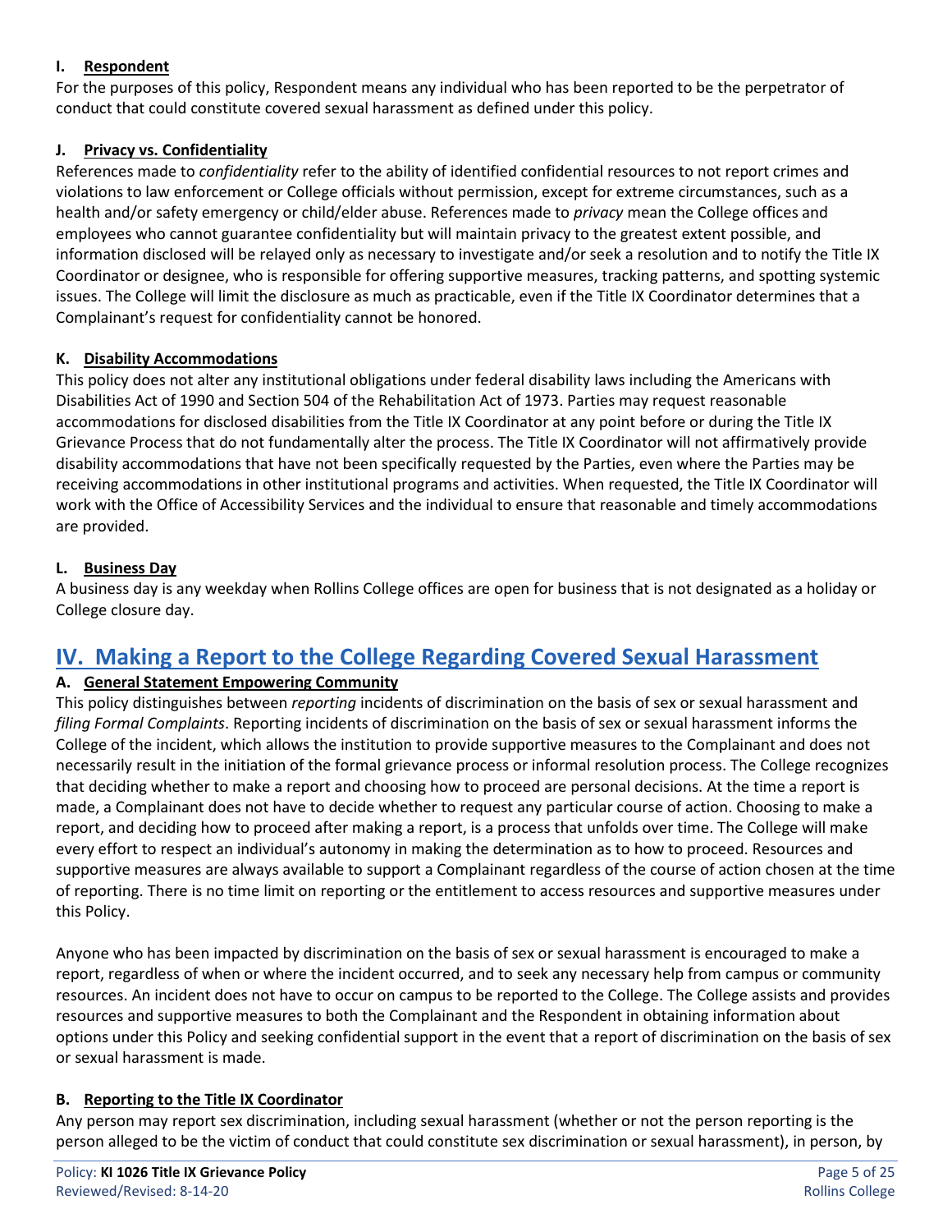### I. Respondent

For the purposes of this policy, Respondent means any individual who has been reported to be the perpetrator of conduct that could constitute covered sexual harassment as defined under this policy.

### J. Privacy vs. Confidentiality

References made to *confidentiality* refer to the ability of identified confidential resources to not report crimes and violations to law enforcement or College officials without permission, except for extreme circumstances, such as a health and/or safety emergency or child/elder abuse. References made to *privacy* mean the College offices and employees who cannot guarantee confidentiality but will maintain privacy to the greatest extent possible, and information disclosed will be relayed only as necessary to investigate and/or seek a resolution and to notify the Title IX Coordinator or designee, who is responsible for offering supportive measures, tracking patterns, and spotting systemic issues. The College will limit the disclosure as much as practicable, even if the Title IX Coordinator determines that a Complainant's request for confidentiality cannot be honored.

### K. Disability Accommodations

This policy does not alter any institutional obligations under federal disability laws including the Americans with Disabilities Act of 1990 and Section 504 of the Rehabilitation Act of 1973. Parties may request reasonable accommodations for disclosed disabilities from the Title IX Coordinator at any point before or during the Title IX Grievance Process that do not fundamentally alter the process. The Title IX Coordinator will not affirmatively provide disability accommodations that have not been specifically requested by the Parties, even where the Parties may be receiving accommodations in other institutional programs and activities. When requested, the Title IX Coordinator will work with the Office of Accessibility Services and the individual to ensure that reasonable and timely accommodations are provided.

### L. Business Day

A business day is any weekday when Rollins College offices are open for business that is not designated as a holiday or College closure day.

## IV. Making a Report to the College Regarding Covered Sexual Harassment

### A. General Statement Empowering Community

This policy distinguishes between *reporting* incidents of discrimination on the basis of sex or sexual harassment and *filing Formal Complaints*. Reporting incidents of discrimination on the basis of sex or sexual harassment informs the College of the incident, which allows the institution to provide supportive measures to the Complainant and does not necessarily result in the initiation of the formal grievance process or informal resolution process. The College recognizes that deciding whether to make a report and choosing how to proceed are personal decisions. At the time a report is made, a Complainant does not have to decide whether to request any particular course of action. Choosing to make a report, and deciding how to proceed after making a report, is a process that unfolds over time. The College will make every effort to respect an individual's autonomy in making the determination as to how to proceed. Resources and supportive measures are always available to support a Complainant regardless of the course of action chosen at the time of reporting. There is no time limit on reporting or the entitlement to access resources and supportive measures under this Policy.

Anyone who has been impacted by discrimination on the basis of sex or sexual harassment is encouraged to make a report, regardless of when or where the incident occurred, and to seek any necessary help from campus or community resources. An incident does not have to occur on campus to be reported to the College. The College assists and provides resources and supportive measures to both the Complainant and the Respondent in obtaining information about options under this Policy and seeking confidential support in the event that a report of discrimination on the basis of sex or sexual harassment is made.

### B. Reporting to the Title IX Coordinator

Any person may report sex discrimination, including sexual harassment (whether or not the person reporting is the person alleged to be the victim of conduct that could constitute sex discrimination or sexual harassment), in person, by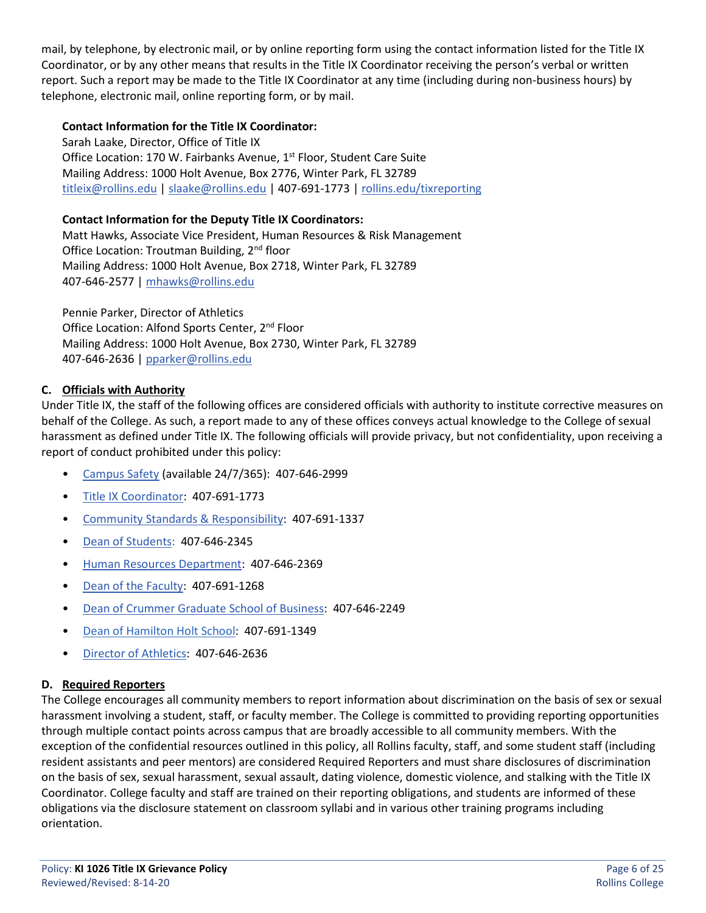mail, by telephone, by electronic mail, or by online reporting form using the contact information listed for the Title IX Coordinator, or by any other means that results in the Title IX Coordinator receiving the person's verbal or written report. Such a report may be made to the Title IX Coordinator at any time (including during non-business hours) by telephone, electronic mail, online reporting form, or by mail.

**Contact Information for the Title IX Coordinator:**
Sarah Laake, Director, Office of Title IX
Office Location: 170 W. Fairbanks Avenue, 1st Floor, Student Care Suite
Mailing Address: 1000 Holt Avenue, Box 2776, Winter Park, FL 32789
titleix@rollins.edu | slaake@rollins.edu | 407-691-1773 | rollins.edu/tixreporting

**Contact Information for the Deputy Title IX Coordinators:**
Matt Hawks, Associate Vice President, Human Resources & Risk Management
Office Location: Troutman Building, 2nd floor
Mailing Address: 1000 Holt Avenue, Box 2718, Winter Park, FL 32789
407-646-2577 | mhawks@rollins.edu

Pennie Parker, Director of Athletics
Office Location: Alfond Sports Center, 2nd Floor
Mailing Address: 1000 Holt Avenue, Box 2730, Winter Park, FL 32789
407-646-2636 | pparker@rollins.edu

### C. Officials with Authority

Under Title IX, the staff of the following offices are considered officials with authority to institute corrective measures on behalf of the College. As such, a report made to any of these offices conveys actual knowledge to the College of sexual harassment as defined under Title IX. The following officials will provide privacy, but not confidentiality, upon receiving a report of conduct prohibited under this policy:

- Campus Safety (available 24/7/365): 407-646-2999
- Title IX Coordinator: 407-691-1773
- Community Standards & Responsibility: 407-691-1337
- Dean of Students: 407-646-2345
- Human Resources Department: 407-646-2369
- Dean of the Faculty: 407-691-1268
- Dean of Crummer Graduate School of Business: 407-646-2249
- Dean of Hamilton Holt School: 407-691-1349
- Director of Athletics: 407-646-2636

### D. Required Reporters

The College encourages all community members to report information about discrimination on the basis of sex or sexual harassment involving a student, staff, or faculty member. The College is committed to providing reporting opportunities through multiple contact points across campus that are broadly accessible to all community members. With the exception of the confidential resources outlined in this policy, all Rollins faculty, staff, and some student staff (including resident assistants and peer mentors) are considered Required Reporters and must share disclosures of discrimination on the basis of sex, sexual harassment, sexual assault, dating violence, domestic violence, and stalking with the Title IX Coordinator. College faculty and staff are trained on their reporting obligations, and students are informed of these obligations via the disclosure statement on classroom syllabi and in various other training programs including orientation.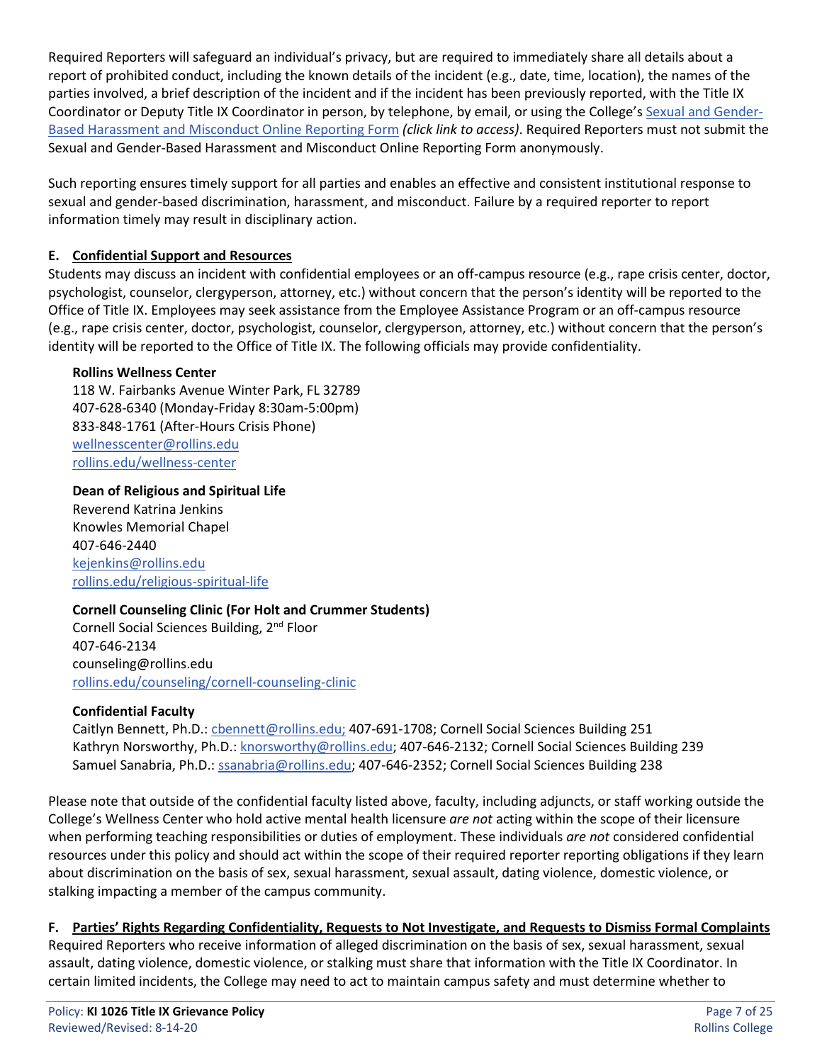Required Reporters will safeguard an individual's privacy, but are required to immediately share all details about a report of prohibited conduct, including the known details of the incident (e.g., date, time, location), the names of the parties involved, a brief description of the incident and if the incident has been previously reported, with the Title IX Coordinator or Deputy Title IX Coordinator in person, by telephone, by email, or using the College's [Sexual and Gender-Based Harassment and Misconduct Online Reporting Form](#) *(click link to access)*. Required Reporters must not submit the Sexual and Gender-Based Harassment and Misconduct Online Reporting Form anonymously.

Such reporting ensures timely support for all parties and enables an effective and consistent institutional response to sexual and gender-based discrimination, harassment, and misconduct. Failure by a required reporter to report information timely may result in disciplinary action.

### E. Confidential Support and Resources

Students may discuss an incident with confidential employees or an off-campus resource (e.g., rape crisis center, doctor, psychologist, counselor, clergyperson, attorney, etc.) without concern that the person's identity will be reported to the Office of Title IX. Employees may seek assistance from the Employee Assistance Program or an off-campus resource (e.g., rape crisis center, doctor, psychologist, counselor, clergyperson, attorney, etc.) without concern that the person's identity will be reported to the Office of Title IX. The following officials may provide confidentiality.

**Rollins Wellness Center**
118 W. Fairbanks Avenue Winter Park, FL 32789
407-628-6340 (Monday-Friday 8:30am-5:00pm)
833-848-1761 (After-Hours Crisis Phone)
wellnesscenter@rollins.edu
rollins.edu/wellness-center

**Dean of Religious and Spiritual Life**
Reverend Katrina Jenkins
Knowles Memorial Chapel
407-646-2440
kejenkins@rollins.edu
rollins.edu/religious-spiritual-life

**Cornell Counseling Clinic (For Holt and Crummer Students)**
Cornell Social Sciences Building, 2nd Floor
407-646-2134
counseling@rollins.edu
rollins.edu/counseling/cornell-counseling-clinic

**Confidential Faculty**
Caitlyn Bennett, Ph.D.: cbennett@rollins.edu; 407-691-1708; Cornell Social Sciences Building 251
Kathryn Norsworthy, Ph.D.: knorsworthy@rollins.edu; 407-646-2132; Cornell Social Sciences Building 239
Samuel Sanabria, Ph.D.: ssanabria@rollins.edu; 407-646-2352; Cornell Social Sciences Building 238

Please note that outside of the confidential faculty listed above, faculty, including adjuncts, or staff working outside the College's Wellness Center who hold active mental health licensure *are not* acting within the scope of their licensure when performing teaching responsibilities or duties of employment. These individuals *are not* considered confidential resources under this policy and should act within the scope of their required reporter reporting obligations if they learn about discrimination on the basis of sex, sexual harassment, sexual assault, dating violence, domestic violence, or stalking impacting a member of the campus community.

### F. Parties' Rights Regarding Confidentiality, Requests to Not Investigate, and Requests to Dismiss Formal Complaints

Required Reporters who receive information of alleged discrimination on the basis of sex, sexual harassment, sexual assault, dating violence, domestic violence, or stalking must share that information with the Title IX Coordinator. In certain limited incidents, the College may need to act to maintain campus safety and must determine whether to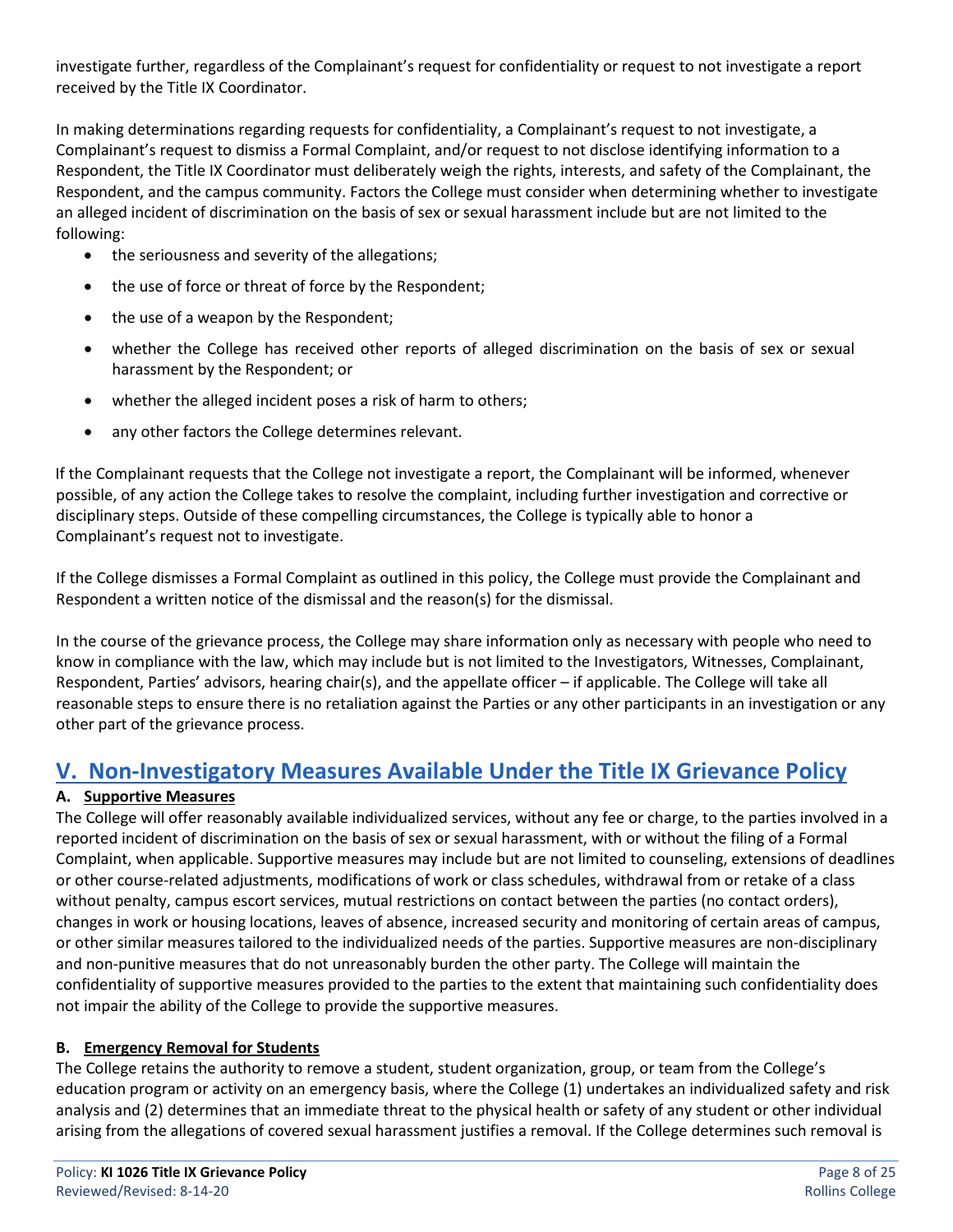investigate further, regardless of the Complainant's request for confidentiality or request to not investigate a report received by the Title IX Coordinator.

In making determinations regarding requests for confidentiality, a Complainant's request to not investigate, a Complainant's request to dismiss a Formal Complaint, and/or request to not disclose identifying information to a Respondent, the Title IX Coordinator must deliberately weigh the rights, interests, and safety of the Complainant, the Respondent, and the campus community. Factors the College must consider when determining whether to investigate an alleged incident of discrimination on the basis of sex or sexual harassment include but are not limited to the following:

- the seriousness and severity of the allegations;
- the use of force or threat of force by the Respondent;
- the use of a weapon by the Respondent;
- whether the College has received other reports of alleged discrimination on the basis of sex or sexual harassment by the Respondent; or
- whether the alleged incident poses a risk of harm to others;
- any other factors the College determines relevant.

If the Complainant requests that the College not investigate a report, the Complainant will be informed, whenever possible, of any action the College takes to resolve the complaint, including further investigation and corrective or disciplinary steps. Outside of these compelling circumstances, the College is typically able to honor a Complainant's request not to investigate.

If the College dismisses a Formal Complaint as outlined in this policy, the College must provide the Complainant and Respondent a written notice of the dismissal and the reason(s) for the dismissal.

In the course of the grievance process, the College may share information only as necessary with people who need to know in compliance with the law, which may include but is not limited to the Investigators, Witnesses, Complainant, Respondent, Parties' advisors, hearing chair(s), and the appellate officer – if applicable. The College will take all reasonable steps to ensure there is no retaliation against the Parties or any other participants in an investigation or any other part of the grievance process.

## V. Non-Investigatory Measures Available Under the Title IX Grievance Policy

### A. Supportive Measures

The College will offer reasonably available individualized services, without any fee or charge, to the parties involved in a reported incident of discrimination on the basis of sex or sexual harassment, with or without the filing of a Formal Complaint, when applicable. Supportive measures may include but are not limited to counseling, extensions of deadlines or other course-related adjustments, modifications of work or class schedules, withdrawal from or retake of a class without penalty, campus escort services, mutual restrictions on contact between the parties (no contact orders), changes in work or housing locations, leaves of absence, increased security and monitoring of certain areas of campus, or other similar measures tailored to the individualized needs of the parties. Supportive measures are non-disciplinary and non-punitive measures that do not unreasonably burden the other party. The College will maintain the confidentiality of supportive measures provided to the parties to the extent that maintaining such confidentiality does not impair the ability of the College to provide the supportive measures.

### B. Emergency Removal for Students

The College retains the authority to remove a student, student organization, group, or team from the College's education program or activity on an emergency basis, where the College (1) undertakes an individualized safety and risk analysis and (2) determines that an immediate threat to the physical health or safety of any student or other individual arising from the allegations of covered sexual harassment justifies a removal. If the College determines such removal is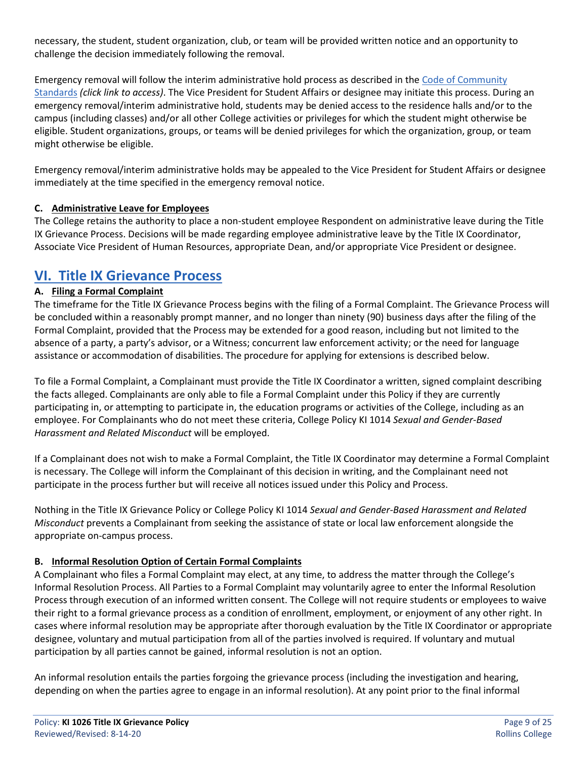necessary, the student, student organization, club, or team will be provided written notice and an opportunity to challenge the decision immediately following the removal.

Emergency removal will follow the interim administrative hold process as described in the Code of Community Standards *(click link to access)*. The Vice President for Student Affairs or designee may initiate this process. During an emergency removal/interim administrative hold, students may be denied access to the residence halls and/or to the campus (including classes) and/or all other College activities or privileges for which the student might otherwise be eligible. Student organizations, groups, or teams will be denied privileges for which the organization, group, or team might otherwise be eligible.

Emergency removal/interim administrative holds may be appealed to the Vice President for Student Affairs or designee immediately at the time specified in the emergency removal notice.

**C. Administrative Leave for Employees**

The College retains the authority to place a non-student employee Respondent on administrative leave during the Title IX Grievance Process. Decisions will be made regarding employee administrative leave by the Title IX Coordinator, Associate Vice President of Human Resources, appropriate Dean, and/or appropriate Vice President or designee.

## VI. Title IX Grievance Process

**A. Filing a Formal Complaint**

The timeframe for the Title IX Grievance Process begins with the filing of a Formal Complaint. The Grievance Process will be concluded within a reasonably prompt manner, and no longer than ninety (90) business days after the filing of the Formal Complaint, provided that the Process may be extended for a good reason, including but not limited to the absence of a party, a party's advisor, or a Witness; concurrent law enforcement activity; or the need for language assistance or accommodation of disabilities. The procedure for applying for extensions is described below.

To file a Formal Complaint, a Complainant must provide the Title IX Coordinator a written, signed complaint describing the facts alleged. Complainants are only able to file a Formal Complaint under this Policy if they are currently participating in, or attempting to participate in, the education programs or activities of the College, including as an employee. For Complainants who do not meet these criteria, College Policy KI 1014 *Sexual and Gender-Based Harassment and Related Misconduct* will be employed.

If a Complainant does not wish to make a Formal Complaint, the Title IX Coordinator may determine a Formal Complaint is necessary. The College will inform the Complainant of this decision in writing, and the Complainant need not participate in the process further but will receive all notices issued under this Policy and Process.

Nothing in the Title IX Grievance Policy or College Policy KI 1014 *Sexual and Gender-Based Harassment and Related Misconduct* prevents a Complainant from seeking the assistance of state or local law enforcement alongside the appropriate on-campus process.

**B. Informal Resolution Option of Certain Formal Complaints**

A Complainant who files a Formal Complaint may elect, at any time, to address the matter through the College's Informal Resolution Process. All Parties to a Formal Complaint may voluntarily agree to enter the Informal Resolution Process through execution of an informed written consent. The College will not require students or employees to waive their right to a formal grievance process as a condition of enrollment, employment, or enjoyment of any other right. In cases where informal resolution may be appropriate after thorough evaluation by the Title IX Coordinator or appropriate designee, voluntary and mutual participation from all of the parties involved is required. If voluntary and mutual participation by all parties cannot be gained, informal resolution is not an option.

An informal resolution entails the parties forgoing the grievance process (including the investigation and hearing, depending on when the parties agree to engage in an informal resolution). At any point prior to the final informal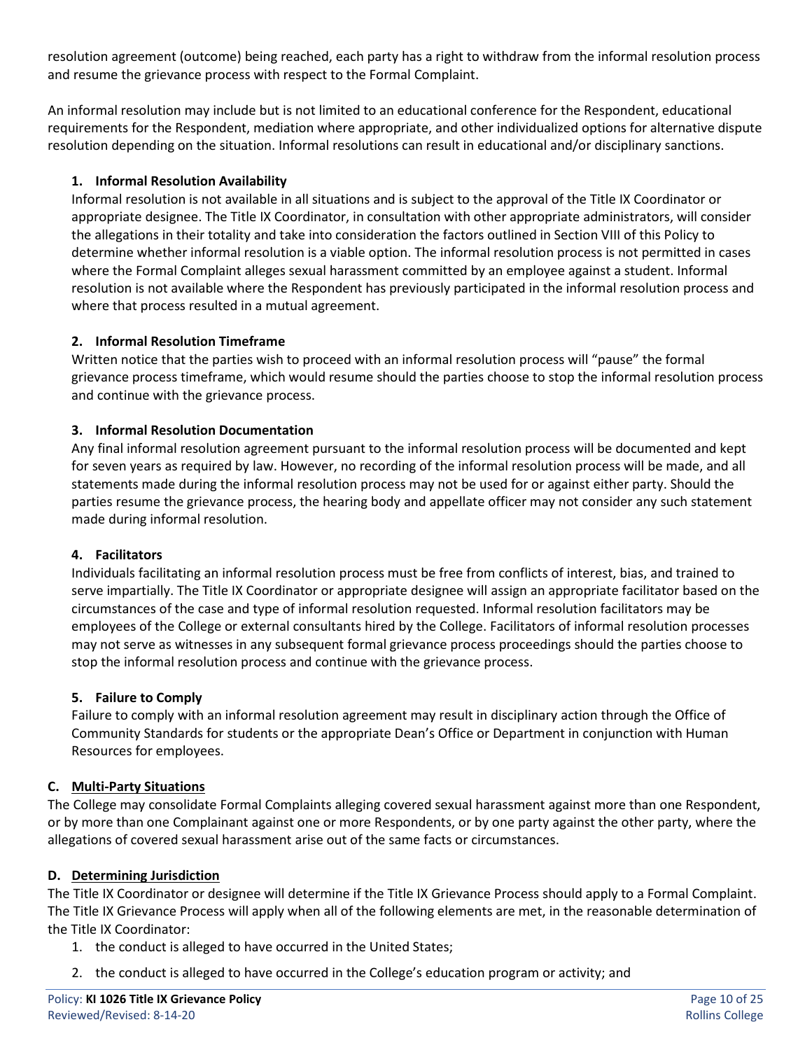resolution agreement (outcome) being reached, each party has a right to withdraw from the informal resolution process and resume the grievance process with respect to the Formal Complaint.

An informal resolution may include but is not limited to an educational conference for the Respondent, educational requirements for the Respondent, mediation where appropriate, and other individualized options for alternative dispute resolution depending on the situation. Informal resolutions can result in educational and/or disciplinary sanctions.

1. **Informal Resolution Availability**
   Informal resolution is not available in all situations and is subject to the approval of the Title IX Coordinator or appropriate designee. The Title IX Coordinator, in consultation with other appropriate administrators, will consider the allegations in their totality and take into consideration the factors outlined in Section VIII of this Policy to determine whether informal resolution is a viable option. The informal resolution process is not permitted in cases where the Formal Complaint alleges sexual harassment committed by an employee against a student. Informal resolution is not available where the Respondent has previously participated in the informal resolution process and where that process resulted in a mutual agreement.

2. **Informal Resolution Timeframe**
   Written notice that the parties wish to proceed with an informal resolution process will "pause" the formal grievance process timeframe, which would resume should the parties choose to stop the informal resolution process and continue with the grievance process.

3. **Informal Resolution Documentation**
   Any final informal resolution agreement pursuant to the informal resolution process will be documented and kept for seven years as required by law. However, no recording of the informal resolution process will be made, and all statements made during the informal resolution process may not be used for or against either party. Should the parties resume the grievance process, the hearing body and appellate officer may not consider any such statement made during informal resolution.

4. **Facilitators**
   Individuals facilitating an informal resolution process must be free from conflicts of interest, bias, and trained to serve impartially. The Title IX Coordinator or appropriate designee will assign an appropriate facilitator based on the circumstances of the case and type of informal resolution requested. Informal resolution facilitators may be employees of the College or external consultants hired by the College. Facilitators of informal resolution processes may not serve as witnesses in any subsequent formal grievance process proceedings should the parties choose to stop the informal resolution process and continue with the grievance process.

5. **Failure to Comply**
   Failure to comply with an informal resolution agreement may result in disciplinary action through the Office of Community Standards for students or the appropriate Dean's Office or Department in conjunction with Human Resources for employees.

### C. Multi-Party Situations

The College may consolidate Formal Complaints alleging covered sexual harassment against more than one Respondent, or by more than one Complainant against one or more Respondents, or by one party against the other party, where the allegations of covered sexual harassment arise out of the same facts or circumstances.

### D. Determining Jurisdiction

The Title IX Coordinator or designee will determine if the Title IX Grievance Process should apply to a Formal Complaint. The Title IX Grievance Process will apply when all of the following elements are met, in the reasonable determination of the Title IX Coordinator:

1. the conduct is alleged to have occurred in the United States;
2. the conduct is alleged to have occurred in the College's education program or activity; and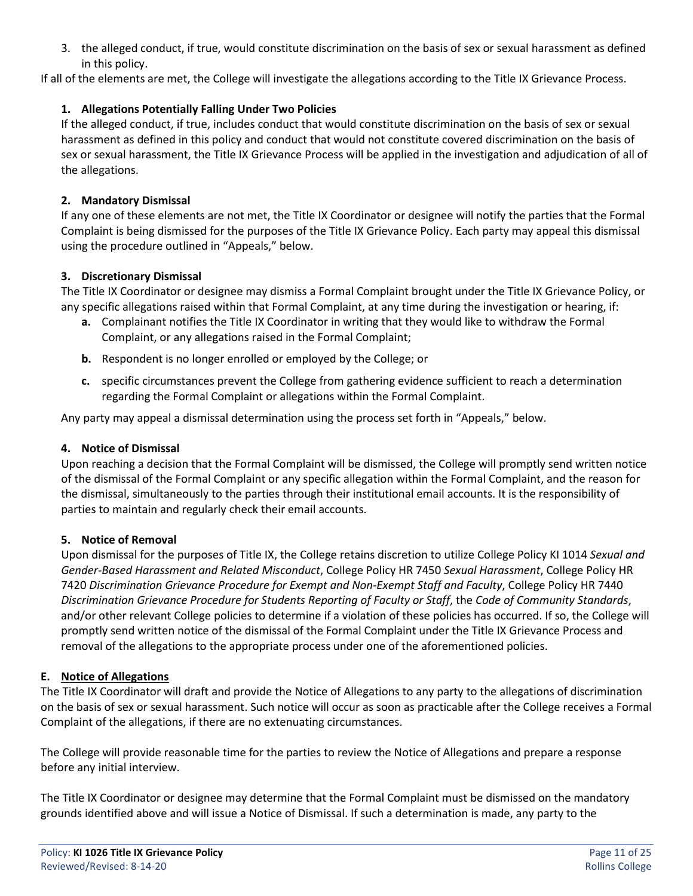3. the alleged conduct, if true, would constitute discrimination on the basis of sex or sexual harassment as defined in this policy.

If all of the elements are met, the College will investigate the allegations according to the Title IX Grievance Process.

**1. Allegations Potentially Falling Under Two Policies**

If the alleged conduct, if true, includes conduct that would constitute discrimination on the basis of sex or sexual harassment as defined in this policy and conduct that would not constitute covered discrimination on the basis of sex or sexual harassment, the Title IX Grievance Process will be applied in the investigation and adjudication of all of the allegations.

**2. Mandatory Dismissal**

If any one of these elements are not met, the Title IX Coordinator or designee will notify the parties that the Formal Complaint is being dismissed for the purposes of the Title IX Grievance Policy. Each party may appeal this dismissal using the procedure outlined in "Appeals," below.

**3. Discretionary Dismissal**

The Title IX Coordinator or designee may dismiss a Formal Complaint brought under the Title IX Grievance Policy, or any specific allegations raised within that Formal Complaint, at any time during the investigation or hearing, if:

- **a.** Complainant notifies the Title IX Coordinator in writing that they would like to withdraw the Formal Complaint, or any allegations raised in the Formal Complaint;
- **b.** Respondent is no longer enrolled or employed by the College; or
- **c.** specific circumstances prevent the College from gathering evidence sufficient to reach a determination regarding the Formal Complaint or allegations within the Formal Complaint.

Any party may appeal a dismissal determination using the process set forth in "Appeals," below.

**4. Notice of Dismissal**

Upon reaching a decision that the Formal Complaint will be dismissed, the College will promptly send written notice of the dismissal of the Formal Complaint or any specific allegation within the Formal Complaint, and the reason for the dismissal, simultaneously to the parties through their institutional email accounts. It is the responsibility of parties to maintain and regularly check their email accounts.

**5. Notice of Removal**

Upon dismissal for the purposes of Title IX, the College retains discretion to utilize College Policy KI 1014 *Sexual and Gender-Based Harassment and Related Misconduct*, College Policy HR 7450 *Sexual Harassment*, College Policy HR 7420 *Discrimination Grievance Procedure for Exempt and Non-Exempt Staff and Faculty*, College Policy HR 7440 *Discrimination Grievance Procedure for Students Reporting of Faculty or Staff*, the *Code of Community Standards*, and/or other relevant College policies to determine if a violation of these policies has occurred. If so, the College will promptly send written notice of the dismissal of the Formal Complaint under the Title IX Grievance Process and removal of the allegations to the appropriate process under one of the aforementioned policies.

**E. <u>Notice of Allegations</u>**

The Title IX Coordinator will draft and provide the Notice of Allegations to any party to the allegations of discrimination on the basis of sex or sexual harassment. Such notice will occur as soon as practicable after the College receives a Formal Complaint of the allegations, if there are no extenuating circumstances.

The College will provide reasonable time for the parties to review the Notice of Allegations and prepare a response before any initial interview.

The Title IX Coordinator or designee may determine that the Formal Complaint must be dismissed on the mandatory grounds identified above and will issue a Notice of Dismissal. If such a determination is made, any party to the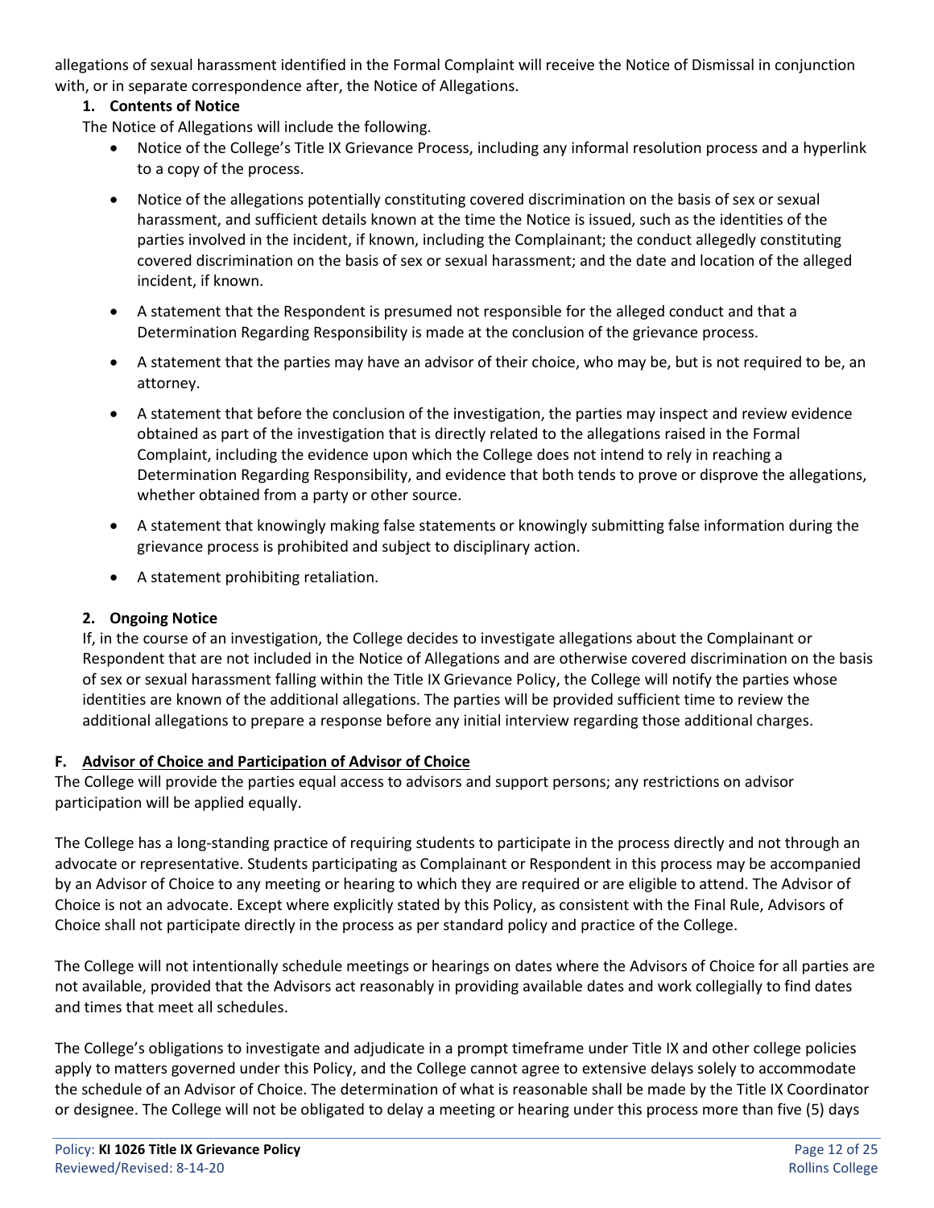allegations of sexual harassment identified in the Formal Complaint will receive the Notice of Dismissal in conjunction with, or in separate correspondence after, the Notice of Allegations.

**1. Contents of Notice**

The Notice of Allegations will include the following.

- Notice of the College's Title IX Grievance Process, including any informal resolution process and a hyperlink to a copy of the process.
- Notice of the allegations potentially constituting covered discrimination on the basis of sex or sexual harassment, and sufficient details known at the time the Notice is issued, such as the identities of the parties involved in the incident, if known, including the Complainant; the conduct allegedly constituting covered discrimination on the basis of sex or sexual harassment; and the date and location of the alleged incident, if known.
- A statement that the Respondent is presumed not responsible for the alleged conduct and that a Determination Regarding Responsibility is made at the conclusion of the grievance process.
- A statement that the parties may have an advisor of their choice, who may be, but is not required to be, an attorney.
- A statement that before the conclusion of the investigation, the parties may inspect and review evidence obtained as part of the investigation that is directly related to the allegations raised in the Formal Complaint, including the evidence upon which the College does not intend to rely in reaching a Determination Regarding Responsibility, and evidence that both tends to prove or disprove the allegations, whether obtained from a party or other source.
- A statement that knowingly making false statements or knowingly submitting false information during the grievance process is prohibited and subject to disciplinary action.
- A statement prohibiting retaliation.

**2. Ongoing Notice**

If, in the course of an investigation, the College decides to investigate allegations about the Complainant or Respondent that are not included in the Notice of Allegations and are otherwise covered discrimination on the basis of sex or sexual harassment falling within the Title IX Grievance Policy, the College will notify the parties whose identities are known of the additional allegations. The parties will be provided sufficient time to review the additional allegations to prepare a response before any initial interview regarding those additional charges.

**F. <u>Advisor of Choice and Participation of Advisor of Choice</u>**

The College will provide the parties equal access to advisors and support persons; any restrictions on advisor participation will be applied equally.

The College has a long-standing practice of requiring students to participate in the process directly and not through an advocate or representative. Students participating as Complainant or Respondent in this process may be accompanied by an Advisor of Choice to any meeting or hearing to which they are required or are eligible to attend. The Advisor of Choice is not an advocate. Except where explicitly stated by this Policy, as consistent with the Final Rule, Advisors of Choice shall not participate directly in the process as per standard policy and practice of the College.

The College will not intentionally schedule meetings or hearings on dates where the Advisors of Choice for all parties are not available, provided that the Advisors act reasonably in providing available dates and work collegially to find dates and times that meet all schedules.

The College's obligations to investigate and adjudicate in a prompt timeframe under Title IX and other college policies apply to matters governed under this Policy, and the College cannot agree to extensive delays solely to accommodate the schedule of an Advisor of Choice. The determination of what is reasonable shall be made by the Title IX Coordinator or designee. The College will not be obligated to delay a meeting or hearing under this process more than five (5) days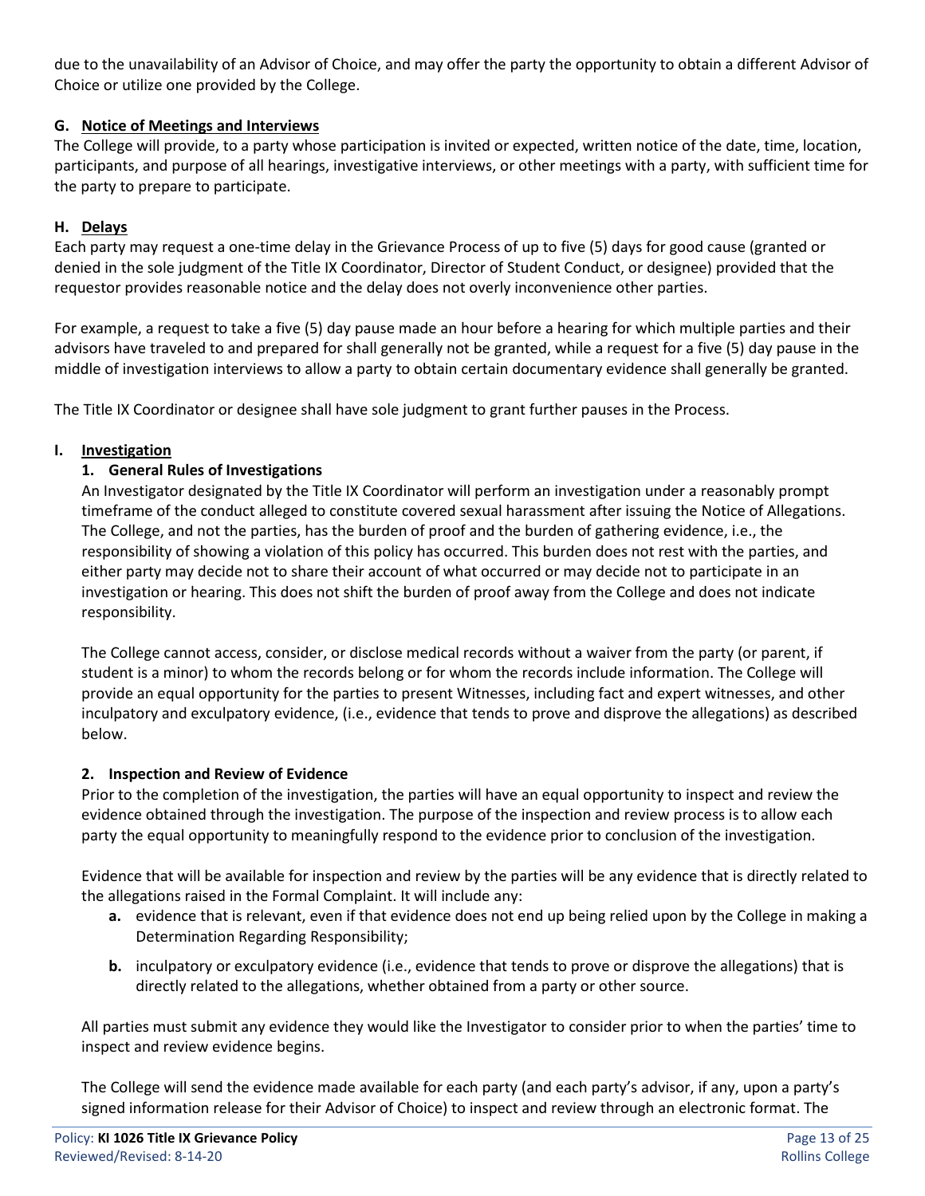due to the unavailability of an Advisor of Choice, and may offer the party the opportunity to obtain a different Advisor of Choice or utilize one provided by the College.

### G. Notice of Meetings and Interviews

The College will provide, to a party whose participation is invited or expected, written notice of the date, time, location, participants, and purpose of all hearings, investigative interviews, or other meetings with a party, with sufficient time for the party to prepare to participate.

### H. Delays

Each party may request a one-time delay in the Grievance Process of up to five (5) days for good cause (granted or denied in the sole judgment of the Title IX Coordinator, Director of Student Conduct, or designee) provided that the requestor provides reasonable notice and the delay does not overly inconvenience other parties.

For example, a request to take a five (5) day pause made an hour before a hearing for which multiple parties and their advisors have traveled to and prepared for shall generally not be granted, while a request for a five (5) day pause in the middle of investigation interviews to allow a party to obtain certain documentary evidence shall generally be granted.

The Title IX Coordinator or designee shall have sole judgment to grant further pauses in the Process.

### I. Investigation

#### 1. General Rules of Investigations

An Investigator designated by the Title IX Coordinator will perform an investigation under a reasonably prompt timeframe of the conduct alleged to constitute covered sexual harassment after issuing the Notice of Allegations. The College, and not the parties, has the burden of proof and the burden of gathering evidence, i.e., the responsibility of showing a violation of this policy has occurred. This burden does not rest with the parties, and either party may decide not to share their account of what occurred or may decide not to participate in an investigation or hearing. This does not shift the burden of proof away from the College and does not indicate responsibility.

The College cannot access, consider, or disclose medical records without a waiver from the party (or parent, if student is a minor) to whom the records belong or for whom the records include information. The College will provide an equal opportunity for the parties to present Witnesses, including fact and expert witnesses, and other inculpatory and exculpatory evidence, (i.e., evidence that tends to prove and disprove the allegations) as described below.

#### 2. Inspection and Review of Evidence

Prior to the completion of the investigation, the parties will have an equal opportunity to inspect and review the evidence obtained through the investigation. The purpose of the inspection and review process is to allow each party the equal opportunity to meaningfully respond to the evidence prior to conclusion of the investigation.

Evidence that will be available for inspection and review by the parties will be any evidence that is directly related to the allegations raised in the Formal Complaint. It will include any:

- **a.** evidence that is relevant, even if that evidence does not end up being relied upon by the College in making a Determination Regarding Responsibility;
- **b.** inculpatory or exculpatory evidence (i.e., evidence that tends to prove or disprove the allegations) that is directly related to the allegations, whether obtained from a party or other source.

All parties must submit any evidence they would like the Investigator to consider prior to when the parties' time to inspect and review evidence begins.

The College will send the evidence made available for each party (and each party's advisor, if any, upon a party's signed information release for their Advisor of Choice) to inspect and review through an electronic format. The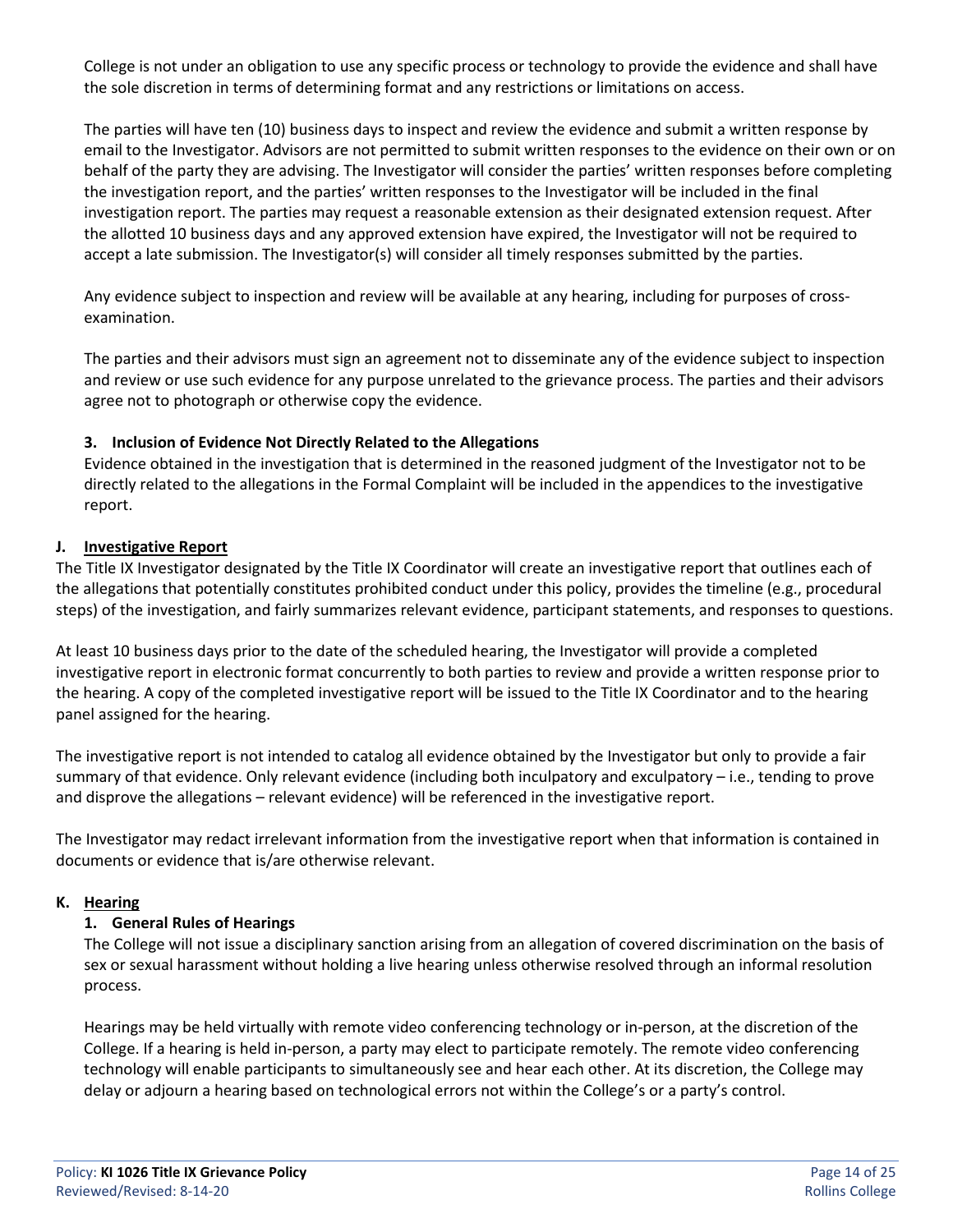College is not under an obligation to use any specific process or technology to provide the evidence and shall have the sole discretion in terms of determining format and any restrictions or limitations on access.

The parties will have ten (10) business days to inspect and review the evidence and submit a written response by email to the Investigator. Advisors are not permitted to submit written responses to the evidence on their own or on behalf of the party they are advising. The Investigator will consider the parties' written responses before completing the investigation report, and the parties' written responses to the Investigator will be included in the final investigation report. The parties may request a reasonable extension as their designated extension request. After the allotted 10 business days and any approved extension have expired, the Investigator will not be required to accept a late submission. The Investigator(s) will consider all timely responses submitted by the parties.

Any evidence subject to inspection and review will be available at any hearing, including for purposes of cross-examination.

The parties and their advisors must sign an agreement not to disseminate any of the evidence subject to inspection and review or use such evidence for any purpose unrelated to the grievance process. The parties and their advisors agree not to photograph or otherwise copy the evidence.

### 3. Inclusion of Evidence Not Directly Related to the Allegations

Evidence obtained in the investigation that is determined in the reasoned judgment of the Investigator not to be directly related to the allegations in the Formal Complaint will be included in the appendices to the investigative report.

## J. Investigative Report

The Title IX Investigator designated by the Title IX Coordinator will create an investigative report that outlines each of the allegations that potentially constitutes prohibited conduct under this policy, provides the timeline (e.g., procedural steps) of the investigation, and fairly summarizes relevant evidence, participant statements, and responses to questions.

At least 10 business days prior to the date of the scheduled hearing, the Investigator will provide a completed investigative report in electronic format concurrently to both parties to review and provide a written response prior to the hearing. A copy of the completed investigative report will be issued to the Title IX Coordinator and to the hearing panel assigned for the hearing.

The investigative report is not intended to catalog all evidence obtained by the Investigator but only to provide a fair summary of that evidence. Only relevant evidence (including both inculpatory and exculpatory – i.e., tending to prove and disprove the allegations – relevant evidence) will be referenced in the investigative report.

The Investigator may redact irrelevant information from the investigative report when that information is contained in documents or evidence that is/are otherwise relevant.

## K. Hearing

### 1. General Rules of Hearings

The College will not issue a disciplinary sanction arising from an allegation of covered discrimination on the basis of sex or sexual harassment without holding a live hearing unless otherwise resolved through an informal resolution process.

Hearings may be held virtually with remote video conferencing technology or in-person, at the discretion of the College. If a hearing is held in-person, a party may elect to participate remotely. The remote video conferencing technology will enable participants to simultaneously see and hear each other. At its discretion, the College may delay or adjourn a hearing based on technological errors not within the College's or a party's control.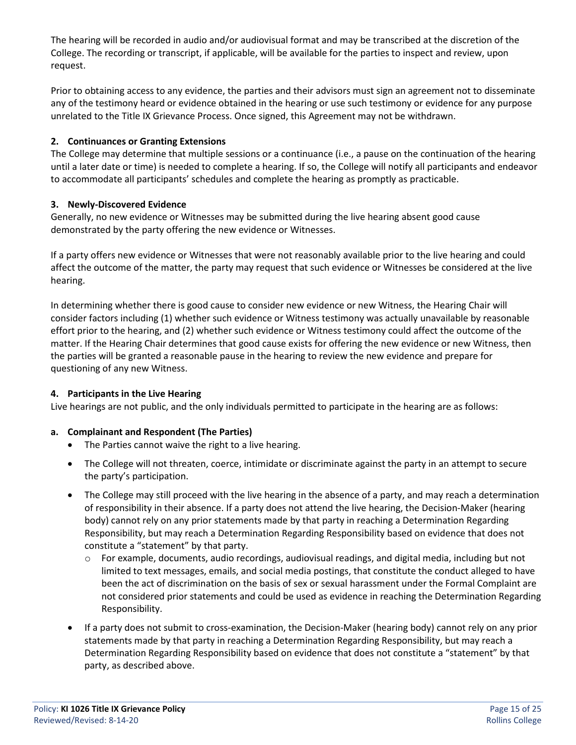The hearing will be recorded in audio and/or audiovisual format and may be transcribed at the discretion of the College. The recording or transcript, if applicable, will be available for the parties to inspect and review, upon request.

Prior to obtaining access to any evidence, the parties and their advisors must sign an agreement not to disseminate any of the testimony heard or evidence obtained in the hearing or use such testimony or evidence for any purpose unrelated to the Title IX Grievance Process. Once signed, this Agreement may not be withdrawn.

### 2. Continuances or Granting Extensions

The College may determine that multiple sessions or a continuance (i.e., a pause on the continuation of the hearing until a later date or time) is needed to complete a hearing. If so, the College will notify all participants and endeavor to accommodate all participants' schedules and complete the hearing as promptly as practicable.

### 3. Newly-Discovered Evidence

Generally, no new evidence or Witnesses may be submitted during the live hearing absent good cause demonstrated by the party offering the new evidence or Witnesses.

If a party offers new evidence or Witnesses that were not reasonably available prior to the live hearing and could affect the outcome of the matter, the party may request that such evidence or Witnesses be considered at the live hearing.

In determining whether there is good cause to consider new evidence or new Witness, the Hearing Chair will consider factors including (1) whether such evidence or Witness testimony was actually unavailable by reasonable effort prior to the hearing, and (2) whether such evidence or Witness testimony could affect the outcome of the matter. If the Hearing Chair determines that good cause exists for offering the new evidence or new Witness, then the parties will be granted a reasonable pause in the hearing to review the new evidence and prepare for questioning of any new Witness.

### 4. Participants in the Live Hearing

Live hearings are not public, and the only individuals permitted to participate in the hearing are as follows:

#### a. Complainant and Respondent (The Parties)

- The Parties cannot waive the right to a live hearing.
- The College will not threaten, coerce, intimidate or discriminate against the party in an attempt to secure the party's participation.
- The College may still proceed with the live hearing in the absence of a party, and may reach a determination of responsibility in their absence. If a party does not attend the live hearing, the Decision-Maker (hearing body) cannot rely on any prior statements made by that party in reaching a Determination Regarding Responsibility, but may reach a Determination Regarding Responsibility based on evidence that does not constitute a "statement" by that party.
  - For example, documents, audio recordings, audiovisual readings, and digital media, including but not limited to text messages, emails, and social media postings, that constitute the conduct alleged to have been the act of discrimination on the basis of sex or sexual harassment under the Formal Complaint are not considered prior statements and could be used as evidence in reaching the Determination Regarding Responsibility.
- If a party does not submit to cross-examination, the Decision-Maker (hearing body) cannot rely on any prior statements made by that party in reaching a Determination Regarding Responsibility, but may reach a Determination Regarding Responsibility based on evidence that does not constitute a "statement" by that party, as described above.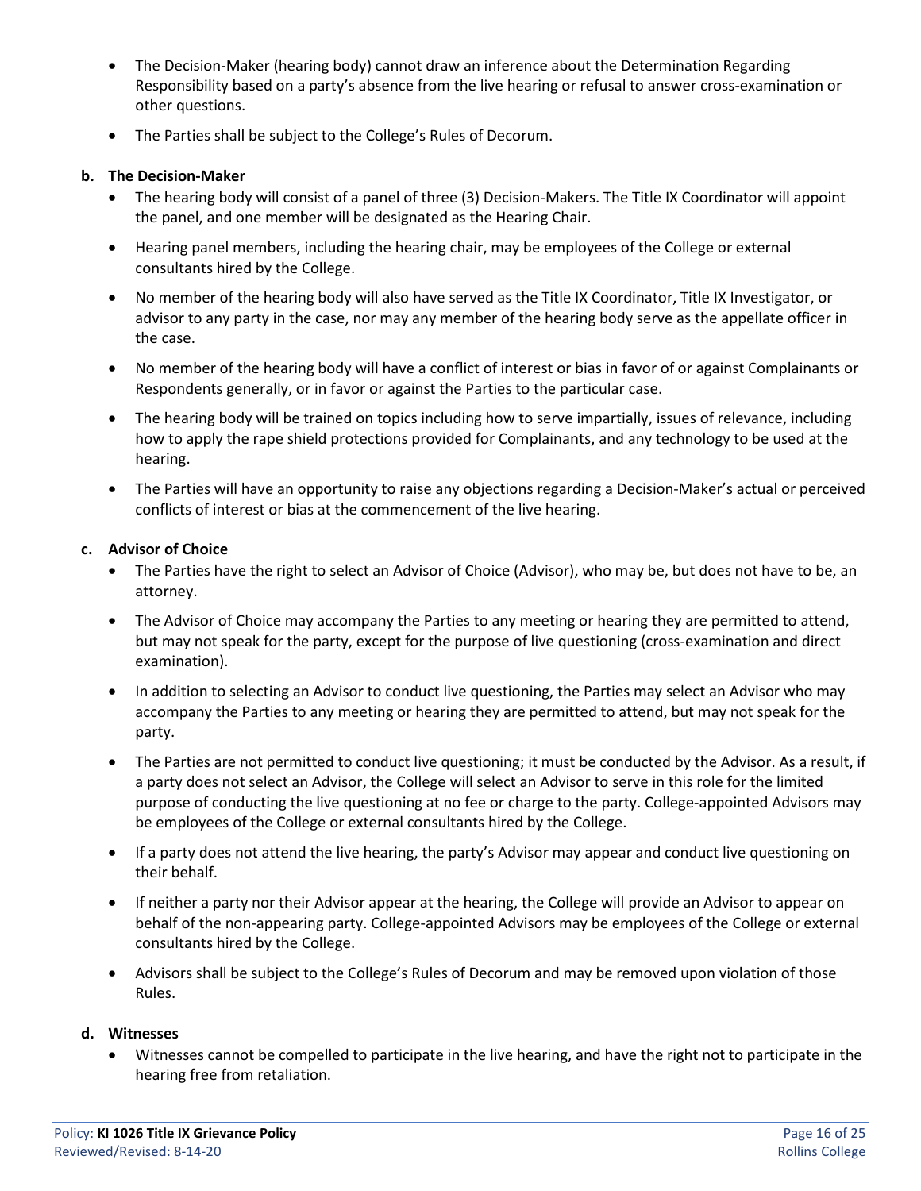- The Decision-Maker (hearing body) cannot draw an inference about the Determination Regarding Responsibility based on a party's absence from the live hearing or refusal to answer cross-examination or other questions.
- The Parties shall be subject to the College's Rules of Decorum.

**b. The Decision-Maker**

- The hearing body will consist of a panel of three (3) Decision-Makers. The Title IX Coordinator will appoint the panel, and one member will be designated as the Hearing Chair.
- Hearing panel members, including the hearing chair, may be employees of the College or external consultants hired by the College.
- No member of the hearing body will also have served as the Title IX Coordinator, Title IX Investigator, or advisor to any party in the case, nor may any member of the hearing body serve as the appellate officer in the case.
- No member of the hearing body will have a conflict of interest or bias in favor of or against Complainants or Respondents generally, or in favor or against the Parties to the particular case.
- The hearing body will be trained on topics including how to serve impartially, issues of relevance, including how to apply the rape shield protections provided for Complainants, and any technology to be used at the hearing.
- The Parties will have an opportunity to raise any objections regarding a Decision-Maker's actual or perceived conflicts of interest or bias at the commencement of the live hearing.

**c. Advisor of Choice**

- The Parties have the right to select an Advisor of Choice (Advisor), who may be, but does not have to be, an attorney.
- The Advisor of Choice may accompany the Parties to any meeting or hearing they are permitted to attend, but may not speak for the party, except for the purpose of live questioning (cross-examination and direct examination).
- In addition to selecting an Advisor to conduct live questioning, the Parties may select an Advisor who may accompany the Parties to any meeting or hearing they are permitted to attend, but may not speak for the party.
- The Parties are not permitted to conduct live questioning; it must be conducted by the Advisor. As a result, if a party does not select an Advisor, the College will select an Advisor to serve in this role for the limited purpose of conducting the live questioning at no fee or charge to the party. College-appointed Advisors may be employees of the College or external consultants hired by the College.
- If a party does not attend the live hearing, the party's Advisor may appear and conduct live questioning on their behalf.
- If neither a party nor their Advisor appear at the hearing, the College will provide an Advisor to appear on behalf of the non-appearing party. College-appointed Advisors may be employees of the College or external consultants hired by the College.
- Advisors shall be subject to the College's Rules of Decorum and may be removed upon violation of those Rules.

**d. Witnesses**

- Witnesses cannot be compelled to participate in the live hearing, and have the right not to participate in the hearing free from retaliation.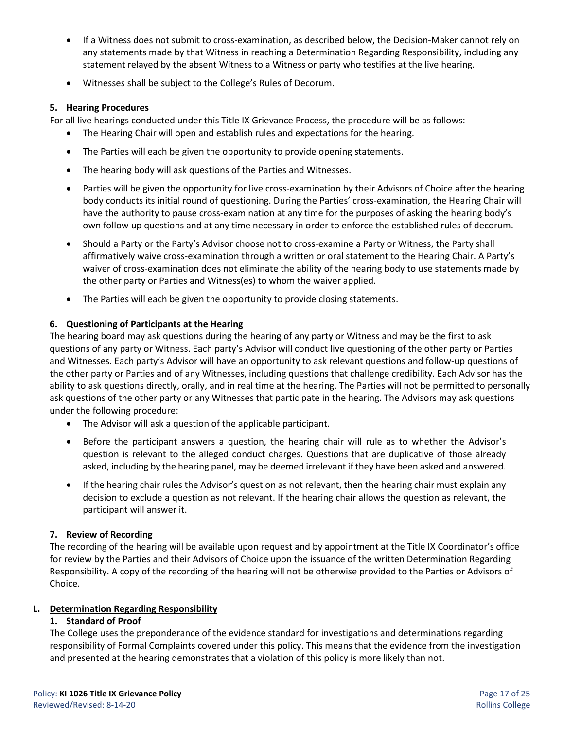- If a Witness does not submit to cross-examination, as described below, the Decision-Maker cannot rely on any statements made by that Witness in reaching a Determination Regarding Responsibility, including any statement relayed by the absent Witness to a Witness or party who testifies at the live hearing.
- Witnesses shall be subject to the College's Rules of Decorum.

### 5. Hearing Procedures

For all live hearings conducted under this Title IX Grievance Process, the procedure will be as follows:

- The Hearing Chair will open and establish rules and expectations for the hearing.
- The Parties will each be given the opportunity to provide opening statements.
- The hearing body will ask questions of the Parties and Witnesses.
- Parties will be given the opportunity for live cross-examination by their Advisors of Choice after the hearing body conducts its initial round of questioning. During the Parties' cross-examination, the Hearing Chair will have the authority to pause cross-examination at any time for the purposes of asking the hearing body's own follow up questions and at any time necessary in order to enforce the established rules of decorum.
- Should a Party or the Party's Advisor choose not to cross-examine a Party or Witness, the Party shall affirmatively waive cross-examination through a written or oral statement to the Hearing Chair. A Party's waiver of cross-examination does not eliminate the ability of the hearing body to use statements made by the other party or Parties and Witness(es) to whom the waiver applied.
- The Parties will each be given the opportunity to provide closing statements.

### 6. Questioning of Participants at the Hearing

The hearing board may ask questions during the hearing of any party or Witness and may be the first to ask questions of any party or Witness. Each party's Advisor will conduct live questioning of the other party or Parties and Witnesses. Each party's Advisor will have an opportunity to ask relevant questions and follow-up questions of the other party or Parties and of any Witnesses, including questions that challenge credibility. Each Advisor has the ability to ask questions directly, orally, and in real time at the hearing. The Parties will not be permitted to personally ask questions of the other party or any Witnesses that participate in the hearing. The Advisors may ask questions under the following procedure:

- The Advisor will ask a question of the applicable participant.
- Before the participant answers a question, the hearing chair will rule as to whether the Advisor's question is relevant to the alleged conduct charges. Questions that are duplicative of those already asked, including by the hearing panel, may be deemed irrelevant if they have been asked and answered.
- If the hearing chair rules the Advisor's question as not relevant, then the hearing chair must explain any decision to exclude a question as not relevant. If the hearing chair allows the question as relevant, the participant will answer it.

### 7. Review of Recording

The recording of the hearing will be available upon request and by appointment at the Title IX Coordinator's office for review by the Parties and their Advisors of Choice upon the issuance of the written Determination Regarding Responsibility. A copy of the recording of the hearing will not be otherwise provided to the Parties or Advisors of Choice.

## L. Determination Regarding Responsibility

### 1. Standard of Proof

The College uses the preponderance of the evidence standard for investigations and determinations regarding responsibility of Formal Complaints covered under this policy. This means that the evidence from the investigation and presented at the hearing demonstrates that a violation of this policy is more likely than not.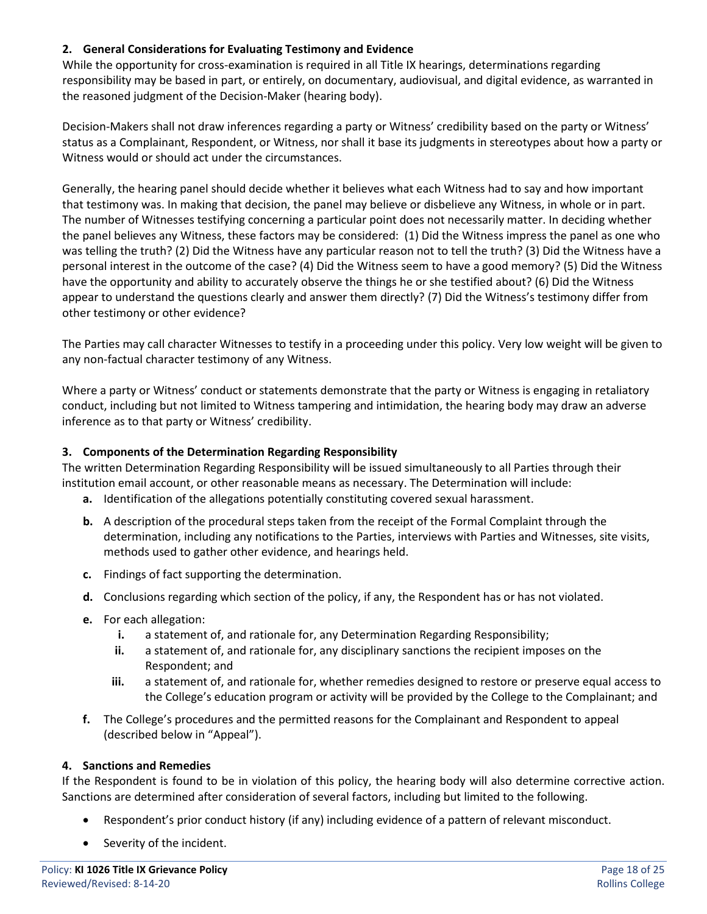### 2. General Considerations for Evaluating Testimony and Evidence

While the opportunity for cross-examination is required in all Title IX hearings, determinations regarding responsibility may be based in part, or entirely, on documentary, audiovisual, and digital evidence, as warranted in the reasoned judgment of the Decision-Maker (hearing body).

Decision-Makers shall not draw inferences regarding a party or Witness' credibility based on the party or Witness' status as a Complainant, Respondent, or Witness, nor shall it base its judgments in stereotypes about how a party or Witness would or should act under the circumstances.

Generally, the hearing panel should decide whether it believes what each Witness had to say and how important that testimony was. In making that decision, the panel may believe or disbelieve any Witness, in whole or in part. The number of Witnesses testifying concerning a particular point does not necessarily matter. In deciding whether the panel believes any Witness, these factors may be considered: (1) Did the Witness impress the panel as one who was telling the truth? (2) Did the Witness have any particular reason not to tell the truth? (3) Did the Witness have a personal interest in the outcome of the case? (4) Did the Witness seem to have a good memory? (5) Did the Witness have the opportunity and ability to accurately observe the things he or she testified about? (6) Did the Witness appear to understand the questions clearly and answer them directly? (7) Did the Witness's testimony differ from other testimony or other evidence?

The Parties may call character Witnesses to testify in a proceeding under this policy. Very low weight will be given to any non-factual character testimony of any Witness.

Where a party or Witness' conduct or statements demonstrate that the party or Witness is engaging in retaliatory conduct, including but not limited to Witness tampering and intimidation, the hearing body may draw an adverse inference as to that party or Witness' credibility.

### 3. Components of the Determination Regarding Responsibility

The written Determination Regarding Responsibility will be issued simultaneously to all Parties through their institution email account, or other reasonable means as necessary. The Determination will include:

- **a.** Identification of the allegations potentially constituting covered sexual harassment.
- **b.** A description of the procedural steps taken from the receipt of the Formal Complaint through the determination, including any notifications to the Parties, interviews with Parties and Witnesses, site visits, methods used to gather other evidence, and hearings held.
- **c.** Findings of fact supporting the determination.
- **d.** Conclusions regarding which section of the policy, if any, the Respondent has or has not violated.
- **e.** For each allegation:
  - **i.** a statement of, and rationale for, any Determination Regarding Responsibility;
  - **ii.** a statement of, and rationale for, any disciplinary sanctions the recipient imposes on the Respondent; and
  - **iii.** a statement of, and rationale for, whether remedies designed to restore or preserve equal access to the College's education program or activity will be provided by the College to the Complainant; and
- **f.** The College's procedures and the permitted reasons for the Complainant and Respondent to appeal (described below in "Appeal").

### 4. Sanctions and Remedies

If the Respondent is found to be in violation of this policy, the hearing body will also determine corrective action. Sanctions are determined after consideration of several factors, including but limited to the following.

- Respondent's prior conduct history (if any) including evidence of a pattern of relevant misconduct.
- Severity of the incident.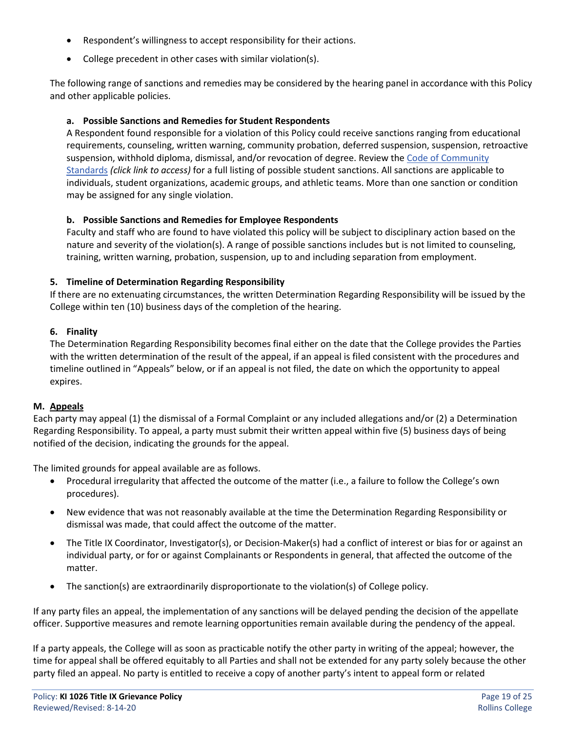- Respondent's willingness to accept responsibility for their actions.
- College precedent in other cases with similar violation(s).

The following range of sanctions and remedies may be considered by the hearing panel in accordance with this Policy and other applicable policies.

**a. Possible Sanctions and Remedies for Student Respondents**

A Respondent found responsible for a violation of this Policy could receive sanctions ranging from educational requirements, counseling, written warning, community probation, deferred suspension, suspension, retroactive suspension, withhold diploma, dismissal, and/or revocation of degree. Review the Code of Community Standards *(click link to access)* for a full listing of possible student sanctions. All sanctions are applicable to individuals, student organizations, academic groups, and athletic teams. More than one sanction or condition may be assigned for any single violation.

**b. Possible Sanctions and Remedies for Employee Respondents**

Faculty and staff who are found to have violated this policy will be subject to disciplinary action based on the nature and severity of the violation(s). A range of possible sanctions includes but is not limited to counseling, training, written warning, probation, suspension, up to and including separation from employment.

**5. Timeline of Determination Regarding Responsibility**

If there are no extenuating circumstances, the written Determination Regarding Responsibility will be issued by the College within ten (10) business days of the completion of the hearing.

**6. Finality**

The Determination Regarding Responsibility becomes final either on the date that the College provides the Parties with the written determination of the result of the appeal, if an appeal is filed consistent with the procedures and timeline outlined in "Appeals" below, or if an appeal is not filed, the date on which the opportunity to appeal expires.

## M. Appeals

Each party may appeal (1) the dismissal of a Formal Complaint or any included allegations and/or (2) a Determination Regarding Responsibility. To appeal, a party must submit their written appeal within five (5) business days of being notified of the decision, indicating the grounds for the appeal.

The limited grounds for appeal available are as follows.

- Procedural irregularity that affected the outcome of the matter (i.e., a failure to follow the College's own procedures).
- New evidence that was not reasonably available at the time the Determination Regarding Responsibility or dismissal was made, that could affect the outcome of the matter.
- The Title IX Coordinator, Investigator(s), or Decision-Maker(s) had a conflict of interest or bias for or against an individual party, or for or against Complainants or Respondents in general, that affected the outcome of the matter.
- The sanction(s) are extraordinarily disproportionate to the violation(s) of College policy.

If any party files an appeal, the implementation of any sanctions will be delayed pending the decision of the appellate officer. Supportive measures and remote learning opportunities remain available during the pendency of the appeal.

If a party appeals, the College will as soon as practicable notify the other party in writing of the appeal; however, the time for appeal shall be offered equitably to all Parties and shall not be extended for any party solely because the other party filed an appeal. No party is entitled to receive a copy of another party's intent to appeal form or related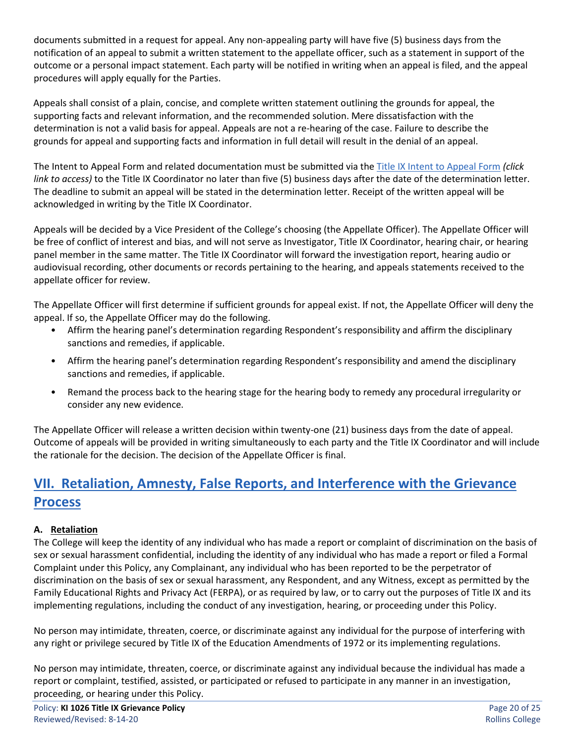documents submitted in a request for appeal. Any non-appealing party will have five (5) business days from the notification of an appeal to submit a written statement to the appellate officer, such as a statement in support of the outcome or a personal impact statement. Each party will be notified in writing when an appeal is filed, and the appeal procedures will apply equally for the Parties.

Appeals shall consist of a plain, concise, and complete written statement outlining the grounds for appeal, the supporting facts and relevant information, and the recommended solution. Mere dissatisfaction with the determination is not a valid basis for appeal. Appeals are not a re-hearing of the case. Failure to describe the grounds for appeal and supporting facts and information in full detail will result in the denial of an appeal.

The Intent to Appeal Form and related documentation must be submitted via the Title IX Intent to Appeal Form *(click link to access)* to the Title IX Coordinator no later than five (5) business days after the date of the determination letter. The deadline to submit an appeal will be stated in the determination letter. Receipt of the written appeal will be acknowledged in writing by the Title IX Coordinator.

Appeals will be decided by a Vice President of the College's choosing (the Appellate Officer). The Appellate Officer will be free of conflict of interest and bias, and will not serve as Investigator, Title IX Coordinator, hearing chair, or hearing panel member in the same matter. The Title IX Coordinator will forward the investigation report, hearing audio or audiovisual recording, other documents or records pertaining to the hearing, and appeals statements received to the appellate officer for review.

The Appellate Officer will first determine if sufficient grounds for appeal exist. If not, the Appellate Officer will deny the appeal. If so, the Appellate Officer may do the following.

- Affirm the hearing panel's determination regarding Respondent's responsibility and affirm the disciplinary sanctions and remedies, if applicable.
- Affirm the hearing panel's determination regarding Respondent's responsibility and amend the disciplinary sanctions and remedies, if applicable.
- Remand the process back to the hearing stage for the hearing body to remedy any procedural irregularity or consider any new evidence.

The Appellate Officer will release a written decision within twenty-one (21) business days from the date of appeal. Outcome of appeals will be provided in writing simultaneously to each party and the Title IX Coordinator and will include the rationale for the decision. The decision of the Appellate Officer is final.

## VII. Retaliation, Amnesty, False Reports, and Interference with the Grievance Process

### A. Retaliation

The College will keep the identity of any individual who has made a report or complaint of discrimination on the basis of sex or sexual harassment confidential, including the identity of any individual who has made a report or filed a Formal Complaint under this Policy, any Complainant, any individual who has been reported to be the perpetrator of discrimination on the basis of sex or sexual harassment, any Respondent, and any Witness, except as permitted by the Family Educational Rights and Privacy Act (FERPA), or as required by law, or to carry out the purposes of Title IX and its implementing regulations, including the conduct of any investigation, hearing, or proceeding under this Policy.

No person may intimidate, threaten, coerce, or discriminate against any individual for the purpose of interfering with any right or privilege secured by Title IX of the Education Amendments of 1972 or its implementing regulations.

No person may intimidate, threaten, coerce, or discriminate against any individual because the individual has made a report or complaint, testified, assisted, or participated or refused to participate in any manner in an investigation, proceeding, or hearing under this Policy.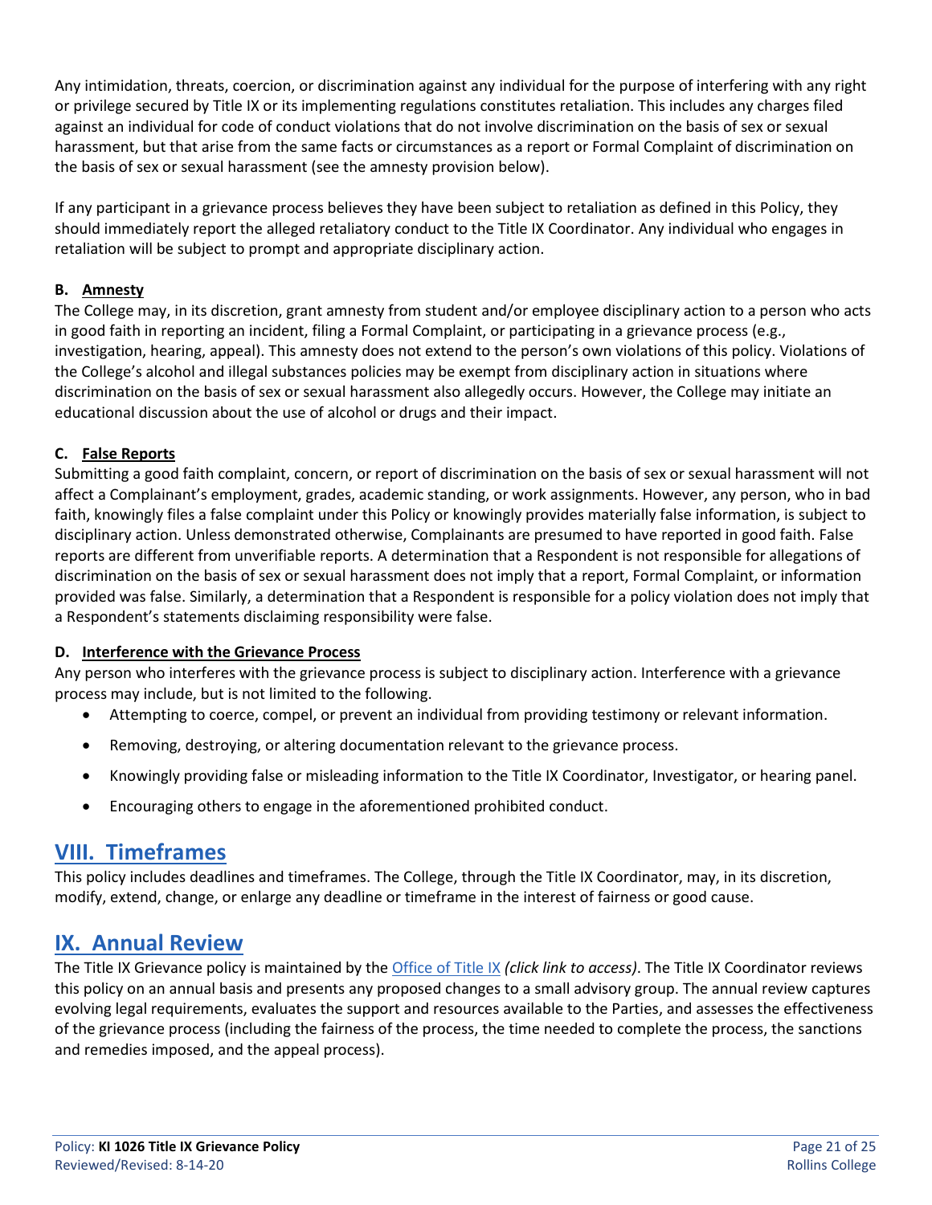Any intimidation, threats, coercion, or discrimination against any individual for the purpose of interfering with any right or privilege secured by Title IX or its implementing regulations constitutes retaliation. This includes any charges filed against an individual for code of conduct violations that do not involve discrimination on the basis of sex or sexual harassment, but that arise from the same facts or circumstances as a report or Formal Complaint of discrimination on the basis of sex or sexual harassment (see the amnesty provision below).

If any participant in a grievance process believes they have been subject to retaliation as defined in this Policy, they should immediately report the alleged retaliatory conduct to the Title IX Coordinator. Any individual who engages in retaliation will be subject to prompt and appropriate disciplinary action.

### B. Amnesty

The College may, in its discretion, grant amnesty from student and/or employee disciplinary action to a person who acts in good faith in reporting an incident, filing a Formal Complaint, or participating in a grievance process (e.g., investigation, hearing, appeal). This amnesty does not extend to the person's own violations of this policy. Violations of the College's alcohol and illegal substances policies may be exempt from disciplinary action in situations where discrimination on the basis of sex or sexual harassment also allegedly occurs. However, the College may initiate an educational discussion about the use of alcohol or drugs and their impact.

### C. False Reports

Submitting a good faith complaint, concern, or report of discrimination on the basis of sex or sexual harassment will not affect a Complainant's employment, grades, academic standing, or work assignments. However, any person, who in bad faith, knowingly files a false complaint under this Policy or knowingly provides materially false information, is subject to disciplinary action. Unless demonstrated otherwise, Complainants are presumed to have reported in good faith. False reports are different from unverifiable reports. A determination that a Respondent is not responsible for allegations of discrimination on the basis of sex or sexual harassment does not imply that a report, Formal Complaint, or information provided was false. Similarly, a determination that a Respondent is responsible for a policy violation does not imply that a Respondent's statements disclaiming responsibility were false.

### D. Interference with the Grievance Process

Any person who interferes with the grievance process is subject to disciplinary action. Interference with a grievance process may include, but is not limited to the following.

- Attempting to coerce, compel, or prevent an individual from providing testimony or relevant information.
- Removing, destroying, or altering documentation relevant to the grievance process.
- Knowingly providing false or misleading information to the Title IX Coordinator, Investigator, or hearing panel.
- Encouraging others to engage in the aforementioned prohibited conduct.

## VIII. Timeframes

This policy includes deadlines and timeframes. The College, through the Title IX Coordinator, may, in its discretion, modify, extend, change, or enlarge any deadline or timeframe in the interest of fairness or good cause.

## IX. Annual Review

The Title IX Grievance policy is maintained by the Office of Title IX *(click link to access)*. The Title IX Coordinator reviews this policy on an annual basis and presents any proposed changes to a small advisory group. The annual review captures evolving legal requirements, evaluates the support and resources available to the Parties, and assesses the effectiveness of the grievance process (including the fairness of the process, the time needed to complete the process, the sanctions and remedies imposed, and the appeal process).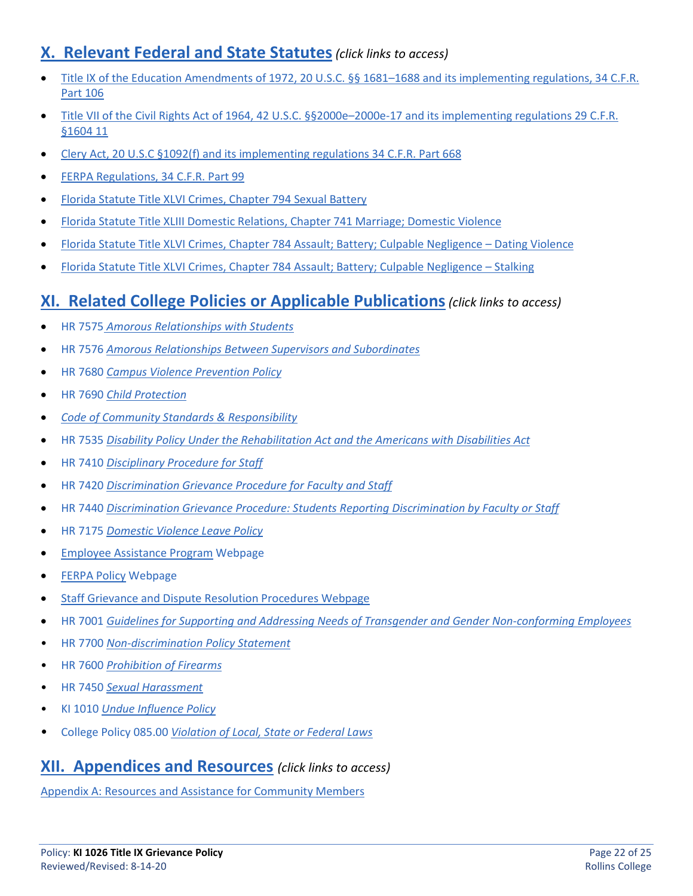## X. Relevant Federal and State Statutes *(click links to access)*

- Title IX of the Education Amendments of 1972, 20 U.S.C. §§ 1681–1688 and its implementing regulations, 34 C.F.R. Part 106
- Title VII of the Civil Rights Act of 1964, 42 U.S.C. §§2000e–2000e-17 and its implementing regulations 29 C.F.R. §1604 11
- Clery Act, 20 U.S.C §1092(f) and its implementing regulations 34 C.F.R. Part 668
- FERPA Regulations, 34 C.F.R. Part 99
- Florida Statute Title XLVI Crimes, Chapter 794 Sexual Battery
- Florida Statute Title XLIII Domestic Relations, Chapter 741 Marriage; Domestic Violence
- Florida Statute Title XLVI Crimes, Chapter 784 Assault; Battery; Culpable Negligence – Dating Violence
- Florida Statute Title XLVI Crimes, Chapter 784 Assault; Battery; Culpable Negligence – Stalking

## XI. Related College Policies or Applicable Publications *(click links to access)*

- HR 7575 *Amorous Relationships with Students*
- HR 7576 *Amorous Relationships Between Supervisors and Subordinates*
- HR 7680 *Campus Violence Prevention Policy*
- HR 7690 *Child Protection*
- *Code of Community Standards & Responsibility*
- HR 7535 *Disability Policy Under the Rehabilitation Act and the Americans with Disabilities Act*
- HR 7410 *Disciplinary Procedure for Staff*
- HR 7420 *Discrimination Grievance Procedure for Faculty and Staff*
- HR 7440 *Discrimination Grievance Procedure: Students Reporting Discrimination by Faculty or Staff*
- HR 7175 *Domestic Violence Leave Policy*
- Employee Assistance Program Webpage
- FERPA Policy Webpage
- Staff Grievance and Dispute Resolution Procedures Webpage
- HR 7001 *Guidelines for Supporting and Addressing Needs of Transgender and Gender Non-conforming Employees*
- HR 7700 *Non-discrimination Policy Statement*
- HR 7600 *Prohibition of Firearms*
- HR 7450 *Sexual Harassment*
- KI 1010 *Undue Influence Policy*
- College Policy 085.00 *Violation of Local, State or Federal Laws*

## XII. Appendices and Resources *(click links to access)*

Appendix A: Resources and Assistance for Community Members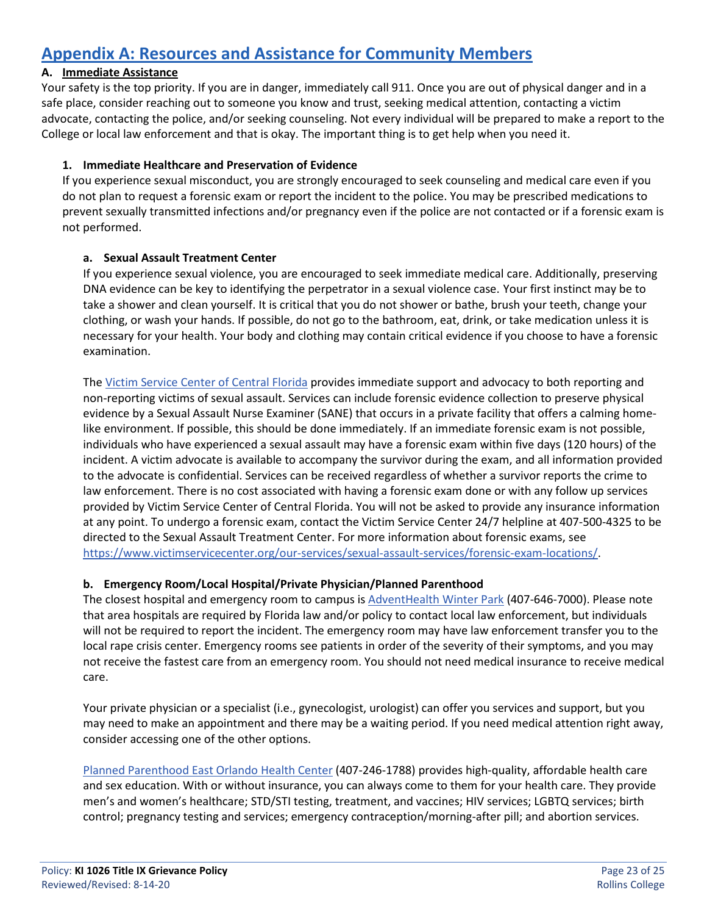# Appendix A: Resources and Assistance for Community Members

## A. Immediate Assistance

Your safety is the top priority. If you are in danger, immediately call 911. Once you are out of physical danger and in a safe place, consider reaching out to someone you know and trust, seeking medical attention, contacting a victim advocate, contacting the police, and/or seeking counseling. Not every individual will be prepared to make a report to the College or local law enforcement and that is okay. The important thing is to get help when you need it.

### 1. Immediate Healthcare and Preservation of Evidence

If you experience sexual misconduct, you are strongly encouraged to seek counseling and medical care even if you do not plan to request a forensic exam or report the incident to the police. You may be prescribed medications to prevent sexually transmitted infections and/or pregnancy even if the police are not contacted or if a forensic exam is not performed.

#### a. Sexual Assault Treatment Center

If you experience sexual violence, you are encouraged to seek immediate medical care. Additionally, preserving DNA evidence can be key to identifying the perpetrator in a sexual violence case. Your first instinct may be to take a shower and clean yourself. It is critical that you do not shower or bathe, brush your teeth, change your clothing, or wash your hands. If possible, do not go to the bathroom, eat, drink, or take medication unless it is necessary for your health. Your body and clothing may contain critical evidence if you choose to have a forensic examination.

The Victim Service Center of Central Florida provides immediate support and advocacy to both reporting and non-reporting victims of sexual assault. Services can include forensic evidence collection to preserve physical evidence by a Sexual Assault Nurse Examiner (SANE) that occurs in a private facility that offers a calming home-like environment. If possible, this should be done immediately. If an immediate forensic exam is not possible, individuals who have experienced a sexual assault may have a forensic exam within five days (120 hours) of the incident. A victim advocate is available to accompany the survivor during the exam, and all information provided to the advocate is confidential. Services can be received regardless of whether a survivor reports the crime to law enforcement. There is no cost associated with having a forensic exam done or with any follow up services provided by Victim Service Center of Central Florida. You will not be asked to provide any insurance information at any point. To undergo a forensic exam, contact the Victim Service Center 24/7 helpline at 407-500-4325 to be directed to the Sexual Assault Treatment Center. For more information about forensic exams, see https://www.victimservicecenter.org/our-services/sexual-assault-services/forensic-exam-locations/.

#### b. Emergency Room/Local Hospital/Private Physician/Planned Parenthood

The closest hospital and emergency room to campus is AdventHealth Winter Park (407-646-7000). Please note that area hospitals are required by Florida law and/or policy to contact local law enforcement, but individuals will not be required to report the incident. The emergency room may have law enforcement transfer you to the local rape crisis center. Emergency rooms see patients in order of the severity of their symptoms, and you may not receive the fastest care from an emergency room. You should not need medical insurance to receive medical care.

Your private physician or a specialist (i.e., gynecologist, urologist) can offer you services and support, but you may need to make an appointment and there may be a waiting period. If you need medical attention right away, consider accessing one of the other options.

Planned Parenthood East Orlando Health Center (407-246-1788) provides high-quality, affordable health care and sex education. With or without insurance, you can always come to them for your health care. They provide men's and women's healthcare; STD/STI testing, treatment, and vaccines; HIV services; LGBTQ services; birth control; pregnancy testing and services; emergency contraception/morning-after pill; and abortion services.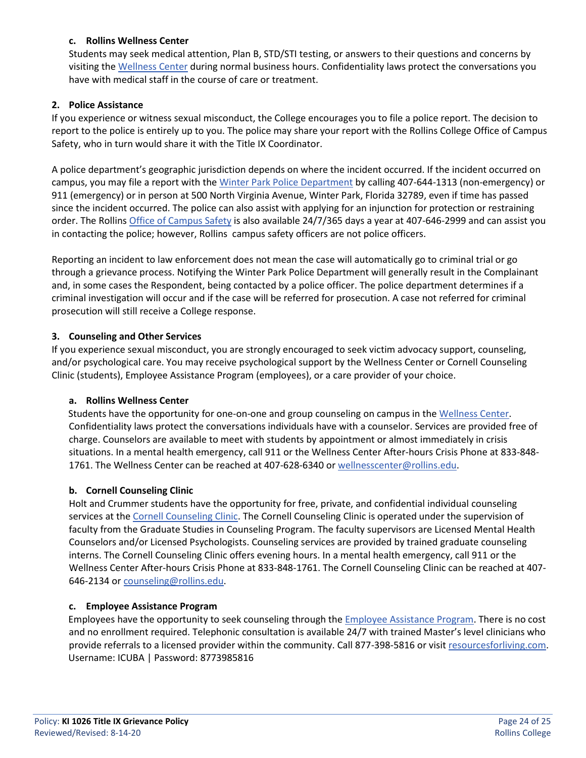#### c. Rollins Wellness Center

Students may seek medical attention, Plan B, STD/STI testing, or answers to their questions and concerns by visiting the Wellness Center during normal business hours. Confidentiality laws protect the conversations you have with medical staff in the course of care or treatment.

### 2. Police Assistance

If you experience or witness sexual misconduct, the College encourages you to file a police report. The decision to report to the police is entirely up to you. The police may share your report with the Rollins College Office of Campus Safety, who in turn would share it with the Title IX Coordinator.

A police department's geographic jurisdiction depends on where the incident occurred. If the incident occurred on campus, you may file a report with the Winter Park Police Department by calling 407-644-1313 (non-emergency) or 911 (emergency) or in person at 500 North Virginia Avenue, Winter Park, Florida 32789, even if time has passed since the incident occurred. The police can also assist with applying for an injunction for protection or restraining order. The Rollins Office of Campus Safety is also available 24/7/365 days a year at 407-646-2999 and can assist you in contacting the police; however, Rollins campus safety officers are not police officers.

Reporting an incident to law enforcement does not mean the case will automatically go to criminal trial or go through a grievance process. Notifying the Winter Park Police Department will generally result in the Complainant and, in some cases the Respondent, being contacted by a police officer. The police department determines if a criminal investigation will occur and if the case will be referred for prosecution. A case not referred for criminal prosecution will still receive a College response.

### 3. Counseling and Other Services

If you experience sexual misconduct, you are strongly encouraged to seek victim advocacy support, counseling, and/or psychological care. You may receive psychological support by the Wellness Center or Cornell Counseling Clinic (students), Employee Assistance Program (employees), or a care provider of your choice.

#### a. Rollins Wellness Center

Students have the opportunity for one-on-one and group counseling on campus in the Wellness Center. Confidentiality laws protect the conversations individuals have with a counselor. Services are provided free of charge. Counselors are available to meet with students by appointment or almost immediately in crisis situations. In a mental health emergency, call 911 or the Wellness Center After-hours Crisis Phone at 833-848-1761. The Wellness Center can be reached at 407-628-6340 or wellnesscenter@rollins.edu.

#### b. Cornell Counseling Clinic

Holt and Crummer students have the opportunity for free, private, and confidential individual counseling services at the Cornell Counseling Clinic. The Cornell Counseling Clinic is operated under the supervision of faculty from the Graduate Studies in Counseling Program. The faculty supervisors are Licensed Mental Health Counselors and/or Licensed Psychologists. Counseling services are provided by trained graduate counseling interns. The Cornell Counseling Clinic offers evening hours. In a mental health emergency, call 911 or the Wellness Center After-hours Crisis Phone at 833-848-1761. The Cornell Counseling Clinic can be reached at 407-646-2134 or counseling@rollins.edu.

#### c. Employee Assistance Program

Employees have the opportunity to seek counseling through the Employee Assistance Program. There is no cost and no enrollment required. Telephonic consultation is available 24/7 with trained Master's level clinicians who provide referrals to a licensed provider within the community. Call 877-398-5816 or visit resourcesforliving.com. Username: ICUBA | Password: 8773985816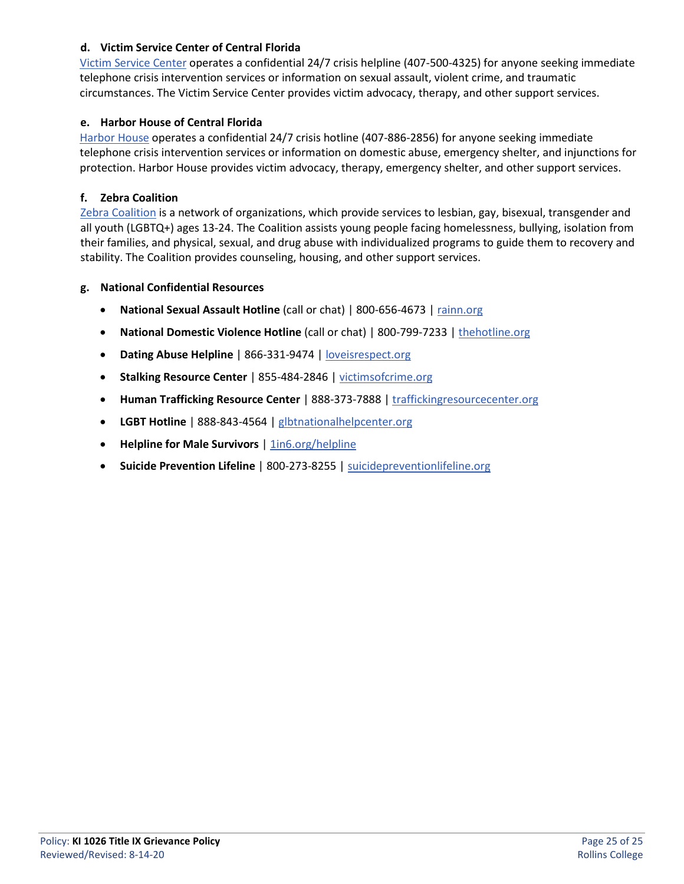**d. Victim Service Center of Central Florida**

Victim Service Center operates a confidential 24/7 crisis helpline (407-500-4325) for anyone seeking immediate telephone crisis intervention services or information on sexual assault, violent crime, and traumatic circumstances. The Victim Service Center provides victim advocacy, therapy, and other support services.

**e. Harbor House of Central Florida**

Harbor House operates a confidential 24/7 crisis hotline (407-886-2856) for anyone seeking immediate telephone crisis intervention services or information on domestic abuse, emergency shelter, and injunctions for protection. Harbor House provides victim advocacy, therapy, emergency shelter, and other support services.

**f. Zebra Coalition**

Zebra Coalition is a network of organizations, which provide services to lesbian, gay, bisexual, transgender and all youth (LGBTQ+) ages 13-24. The Coalition assists young people facing homelessness, bullying, isolation from their families, and physical, sexual, and drug abuse with individualized programs to guide them to recovery and stability. The Coalition provides counseling, housing, and other support services.

**g. National Confidential Resources**

- **National Sexual Assault Hotline** (call or chat) | 800-656-4673 | rainn.org
- **National Domestic Violence Hotline** (call or chat) | 800-799-7233 | thehotline.org
- **Dating Abuse Helpline** | 866-331-9474 | loveisrespect.org
- **Stalking Resource Center** | 855-484-2846 | victimsofcrime.org
- **Human Trafficking Resource Center** | 888-373-7888 | traffickingresourcecenter.org
- **LGBT Hotline** | 888-843-4564 | glbtnationalhelpcenter.org
- **Helpline for Male Survivors** | 1in6.org/helpline
- **Suicide Prevention Lifeline** | 800-273-8255 | suicidepreventionlifeline.org